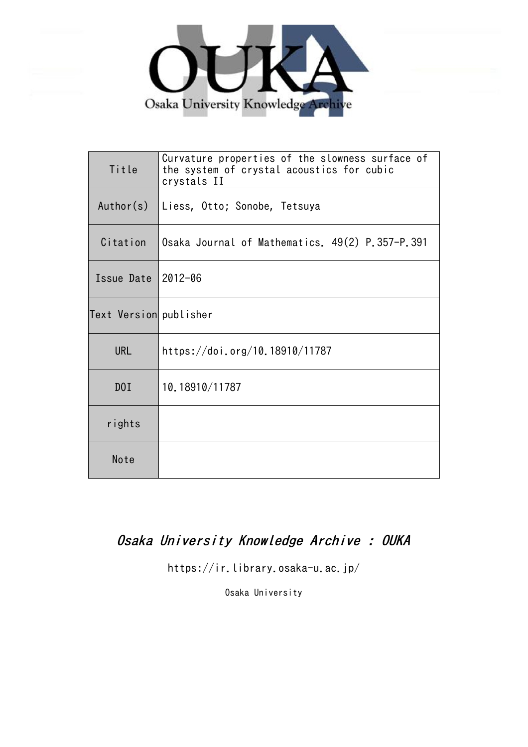OUKA

Osaka University Knowledge Archive

| Title | Curvature properties of the slowness surface of the system of crystal acoustics for cubic crystals II |
| --- | --- |
| Author(s) | Liess, Otto; Sonobe, Tetsuya |
| Citation | Osaka Journal of Mathematics. 49(2) P.357-P.391 |
| Issue Date | 2012-06 |
| Text Version | publisher |
| URL | https://doi.org/10.18910/11787 |
| DOI | 10.18910/11787 |
| rights | |
| Note | |

*Osaka University Knowledge Archive : OUKA*

https://ir.library.osaka-u.ac.jp/

Osaka University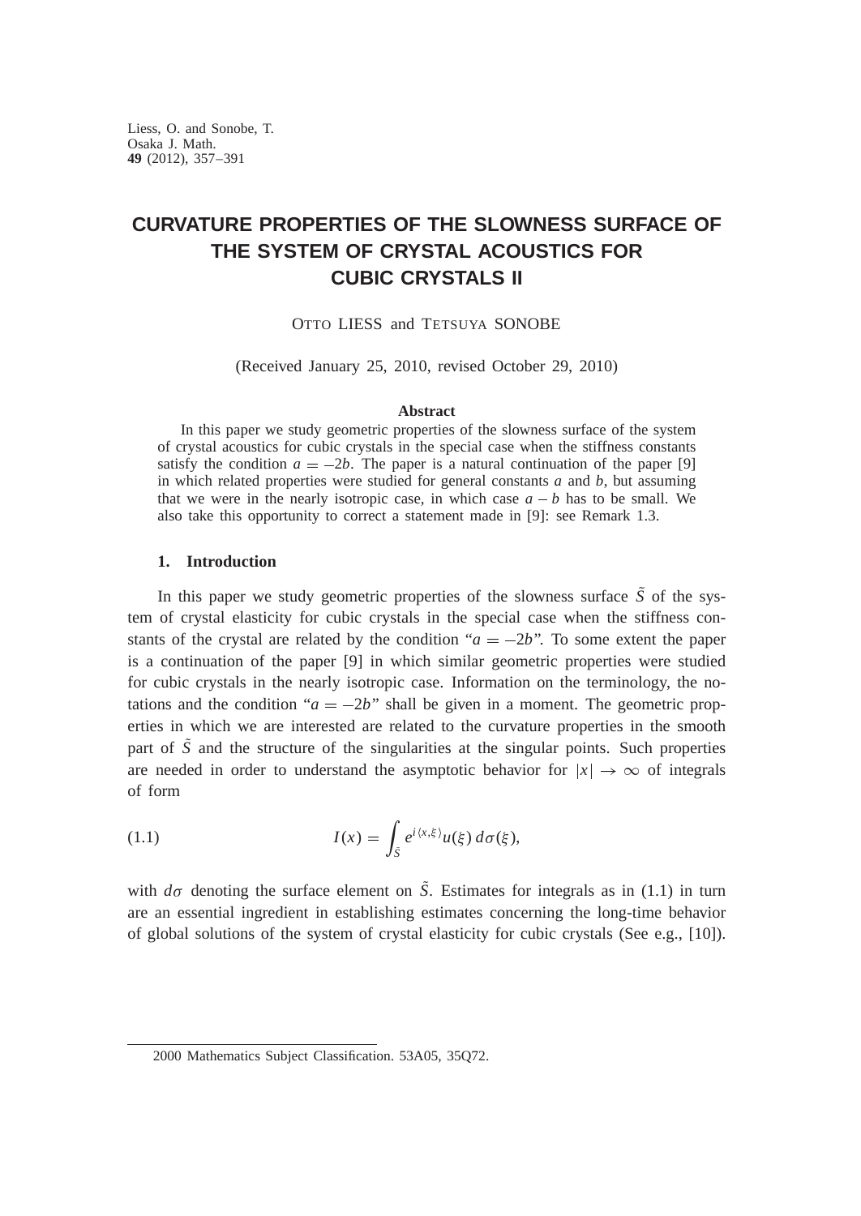# CURVATURE PROPERTIES OF THE SLOWNESS SURFACE OF THE SYSTEM OF CRYSTAL ACOUSTICS FOR CUBIC CRYSTALS II

OTTO LIESS and TETSUYA SONOBE

(Received January 25, 2010, revised October 29, 2010)

**Abstract**

In this paper we study geometric properties of the slowness surface of the system of crystal acoustics for cubic crystals in the special case when the stiffness constants satisfy the condition $a = -2b$. The paper is a natural continuation of the paper [9] in which related properties were studied for general constants $a$ and $b$, but assuming that we were in the nearly isotropic case, in which case $a - b$ has to be small. We also take this opportunity to correct a statement made in [9]: see Remark 1.3.

## 1. Introduction

In this paper we study geometric properties of the slowness surface $\tilde{S}$ of the system of crystal elasticity for cubic crystals in the special case when the stiffness constants of the crystal are related by the condition "$a = -2b$". To some extent the paper is a continuation of the paper [9] in which similar geometric properties were studied for cubic crystals in the nearly isotropic case. Information on the terminology, the notations and the condition "$a = -2b$" shall be given in a moment. The geometric properties in which we are interested are related to the curvature properties in the smooth part of $\tilde{S}$ and the structure of the singularities at the singular points. Such properties are needed in order to understand the asymptotic behavior for $|x| \to \infty$ of integrals of form

$$I(x) = \int_{\tilde{S}} e^{i\langle x, \xi \rangle} u(\xi)\, d\sigma(\xi), \tag{1.1}$$

with $d\sigma$ denoting the surface element on $\tilde{S}$. Estimates for integrals as in (1.1) in turn are an essential ingredient in establishing estimates concerning the long-time behavior of global solutions of the system of crystal elasticity for cubic crystals (See e.g., [10]).

2000 Mathematics Subject Classification. 53A05, 35Q72.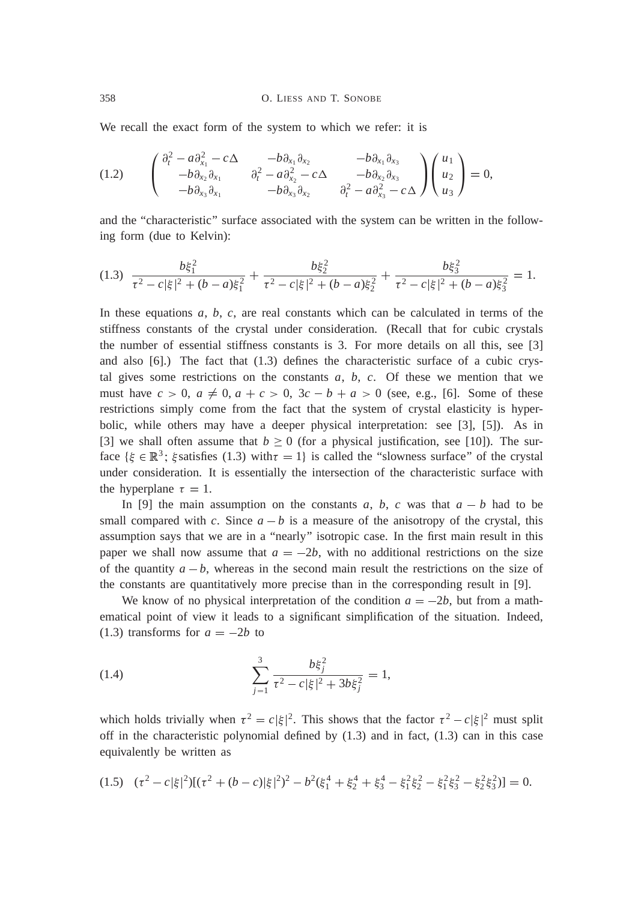We recall the exact form of the system to which we refer: it is

$$
\begin{pmatrix} \partial_t^2 - a\partial_{x_1}^2 - c\Delta & -b\partial_{x_1}\partial_{x_2} & -b\partial_{x_1}\partial_{x_3} \\ -b\partial_{x_2}\partial_{x_1} & \partial_t^2 - a\partial_{x_2}^2 - c\Delta & -b\partial_{x_2}\partial_{x_3} \\ -b\partial_{x_3}\partial_{x_1} & -b\partial_{x_3}\partial_{x_2} & \partial_t^2 - a\partial_{x_3}^2 - c\Delta \end{pmatrix} \begin{pmatrix} u_1 \\ u_2 \\ u_3 \end{pmatrix} = 0, \tag{1.2}
$$

and the "characteristic" surface associated with the system can be written in the following form (due to Kelvin):

$$
\frac{b\xi_1^2}{\tau^2 - c|\xi|^2 + (b-a)\xi_1^2} + \frac{b\xi_2^2}{\tau^2 - c|\xi|^2 + (b-a)\xi_2^2} + \frac{b\xi_3^2}{\tau^2 - c|\xi|^2 + (b-a)\xi_3^2} = 1. \tag{1.3}
$$

In these equations $a$, $b$, $c$, are real constants which can be calculated in terms of the stiffness constants of the crystal under consideration. (Recall that for cubic crystals the number of essential stiffness constants is 3. For more details on all this, see [3] and also [6].) The fact that (1.3) defines the characteristic surface of a cubic crystal gives some restrictions on the constants $a$, $b$, $c$. Of these we mention that we must have $c > 0$, $a \neq 0$, $a + c > 0$, $3c - b + a > 0$ (see, e.g., [6]. Some of these restrictions simply come from the fact that the system of crystal elasticity is hyperbolic, while others may have a deeper physical interpretation: see [3], [5]). As in [3] we shall often assume that $b \geq 0$ (for a physical justification, see [10]). The surface $\{\xi \in \mathbb{R}^3;\ \xi \text{ satisfies (1.3) with } \tau = 1\}$ is called the "slowness surface" of the crystal under consideration. It is essentially the intersection of the characteristic surface with the hyperplane $\tau = 1$.

In [9] the main assumption on the constants $a$, $b$, $c$ was that $a - b$ had to be small compared with $c$. Since $a - b$ is a measure of the anisotropy of the crystal, this assumption says that we are in a "nearly" isotropic case. In the first main result in this paper we shall now assume that $a = -2b$, with no additional restrictions on the size of the quantity $a - b$, whereas in the second main result the restrictions on the size of the constants are quantitatively more precise than in the corresponding result in [9].

We know of no physical interpretation of the condition $a = -2b$, but from a mathematical point of view it leads to a significant simplification of the situation. Indeed, (1.3) transforms for $a = -2b$ to

$$
\sum_{j=1}^{3} \frac{b\xi_j^2}{\tau^2 - c|\xi|^2 + 3b\xi_j^2} = 1, \tag{1.4}
$$

which holds trivially when $\tau^2 = c|\xi|^2$. This shows that the factor $\tau^2 - c|\xi|^2$ must split off in the characteristic polynomial defined by (1.3) and in fact, (1.3) can in this case equivalently be written as

$$
(\tau^2 - c|\xi|^2)[(\tau^2 + (b-c)|\xi|^2)^2 - b^2(\xi_1^4 + \xi_2^4 + \xi_3^4 - \xi_1^2\xi_2^2 - \xi_1^2\xi_3^2 - \xi_2^2\xi_3^2)] = 0. \tag{1.5}
$$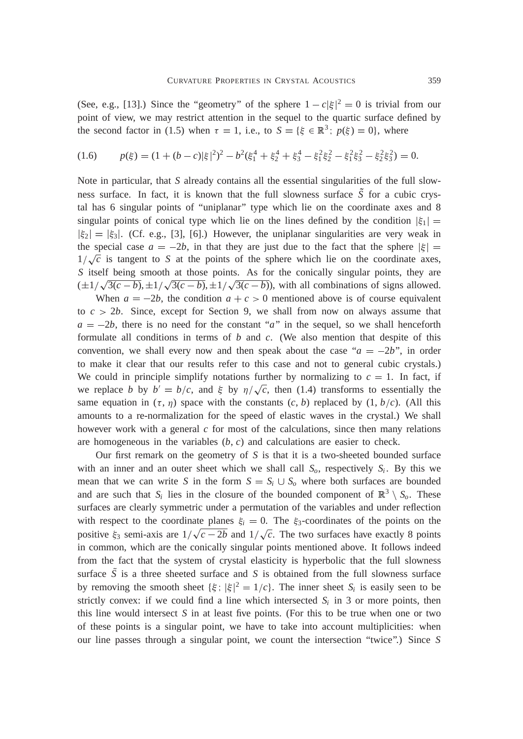(See, e.g., [13].) Since the "geometry" of the sphere $1 - c|\xi|^2 = 0$ is trivial from our point of view, we may restrict attention in the sequel to the quartic surface defined by the second factor in (1.5) when $\tau = 1$, i.e., to $S = \{\xi \in \mathbb{R}^3;\ p(\xi) = 0\}$, where

$$p(\xi) = (1 + (b - c)|\xi|^2)^2 - b^2(\xi_1^4 + \xi_2^4 + \xi_3^4 - \xi_1^2\xi_2^2 - \xi_1^2\xi_3^2 - \xi_2^2\xi_3^2) = 0. \tag{1.6}$$

Note in particular, that $S$ already contains all the essential singularities of the full slowness surface. In fact, it is known that the full slowness surface $\tilde{S}$ for a cubic crystal has 6 singular points of "uniplanar" type which lie on the coordinate axes and 8 singular points of conical type which lie on the lines defined by the condition $|\xi_1| = |\xi_2| = |\xi_3|$. (Cf. e.g., [3], [6].) However, the uniplanar singularities are very weak in the special case $a = -2b$, in that they are just due to the fact that the sphere $|\xi| = 1/\sqrt{c}$ is tangent to $S$ at the points of the sphere which lie on the coordinate axes, $S$ itself being smooth at those points. As for the conically singular points, they are $(\pm 1/\sqrt{3(c - b)}, \pm 1/\sqrt{3(c - b)}, \pm 1/\sqrt{3(c - b)})$, with all combinations of signs allowed.

When $a = -2b$, the condition $a + c > 0$ mentioned above is of course equivalent to $c > 2b$. Since, except for Section 9, we shall from now on always assume that $a = -2b$, there is no need for the constant "$a$" in the sequel, so we shall henceforth formulate all conditions in terms of $b$ and $c$. (We also mention that despite of this convention, we shall every now and then speak about the case "$a = -2b$", in order to make it clear that our results refer to this case and not to general cubic crystals.) We could in principle simplify notations further by normalizing to $c = 1$. In fact, if we replace $b$ by $b' = b/c$, and $\xi$ by $\eta/\sqrt{c}$, then (1.4) transforms to essentially the same equation in $(\tau, \eta)$ space with the constants $(c, b)$ replaced by $(1, b/c)$. (All this amounts to a re-normalization for the speed of elastic waves in the crystal.) We shall however work with a general $c$ for most of the calculations, since then many relations are homogeneous in the variables $(b, c)$ and calculations are easier to check.

Our first remark on the geometry of $S$ is that it is a two-sheeted bounded surface with an inner and an outer sheet which we shall call $S_o$, respectively $S_i$. By this we mean that we can write $S$ in the form $S = S_i \cup S_o$ where both surfaces are bounded and are such that $S_i$ lies in the closure of the bounded component of $\mathbb{R}^3 \setminus S_o$. These surfaces are clearly symmetric under a permutation of the variables and under reflection with respect to the coordinate planes $\xi_i = 0$. The $\xi_3$-coordinates of the points on the positive $\xi_3$ semi-axis are $1/\sqrt{c - 2b}$ and $1/\sqrt{c}$. The two surfaces have exactly 8 points in common, which are the conically singular points mentioned above. It follows indeed from the fact that the system of crystal elasticity is hyperbolic that the full slowness surface $\tilde{S}$ is a three sheeted surface and $S$ is obtained from the full slowness surface by removing the smooth sheet $\{\xi;\ |\xi|^2 = 1/c\}$. The inner sheet $S_i$ is easily seen to be strictly convex: if we could find a line which intersected $S_i$ in 3 or more points, then this line would intersect $S$ in at least five points. (For this to be true when one or two of these points is a singular point, we have to take into account multiplicities: when our line passes through a singular point, we count the intersection "twice".) Since $S$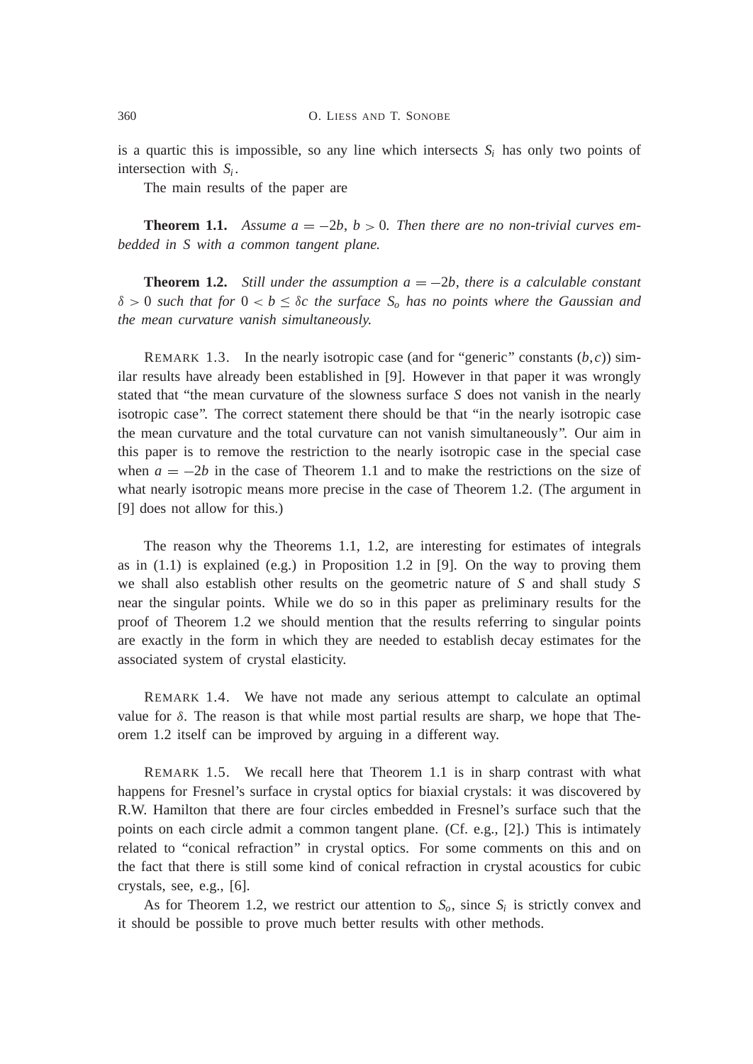is a quartic this is impossible, so any line which intersects $S_i$ has only two points of intersection with $S_i$.

The main results of the paper are

**Theorem 1.1.** *Assume $a = -2b$, $b > 0$. Then there are no non-trivial curves embedded in $S$ with a common tangent plane.*

**Theorem 1.2.** *Still under the assumption $a = -2b$, there is a calculable constant $\delta > 0$ such that for $0 < b \leq \delta c$ the surface $S_o$ has no points where the Gaussian and the mean curvature vanish simultaneously.*

REMARK 1.3. In the nearly isotropic case (and for "generic" constants $(b, c)$) similar results have already been established in [9]. However in that paper it was wrongly stated that "the mean curvature of the slowness surface $S$ does not vanish in the nearly isotropic case". The correct statement there should be that "in the nearly isotropic case the mean curvature and the total curvature can not vanish simultaneously". Our aim in this paper is to remove the restriction to the nearly isotropic case in the special case when $a = -2b$ in the case of Theorem 1.1 and to make the restrictions on the size of what nearly isotropic means more precise in the case of Theorem 1.2. (The argument in [9] does not allow for this.)

The reason why the Theorems 1.1, 1.2, are interesting for estimates of integrals as in (1.1) is explained (e.g.) in Proposition 1.2 in [9]. On the way to proving them we shall also establish other results on the geometric nature of $S$ and shall study $S$ near the singular points. While we do so in this paper as preliminary results for the proof of Theorem 1.2 we should mention that the results referring to singular points are exactly in the form in which they are needed to establish decay estimates for the associated system of crystal elasticity.

REMARK 1.4. We have not made any serious attempt to calculate an optimal value for $\delta$. The reason is that while most partial results are sharp, we hope that Theorem 1.2 itself can be improved by arguing in a different way.

REMARK 1.5. We recall here that Theorem 1.1 is in sharp contrast with what happens for Fresnel's surface in crystal optics for biaxial crystals: it was discovered by R.W. Hamilton that there are four circles embedded in Fresnel's surface such that the points on each circle admit a common tangent plane. (Cf. e.g., [2].) This is intimately related to "conical refraction" in crystal optics. For some comments on this and on the fact that there is still some kind of conical refraction in crystal acoustics for cubic crystals, see, e.g., [6].

As for Theorem 1.2, we restrict our attention to $S_o$, since $S_i$ is strictly convex and it should be possible to prove much better results with other methods.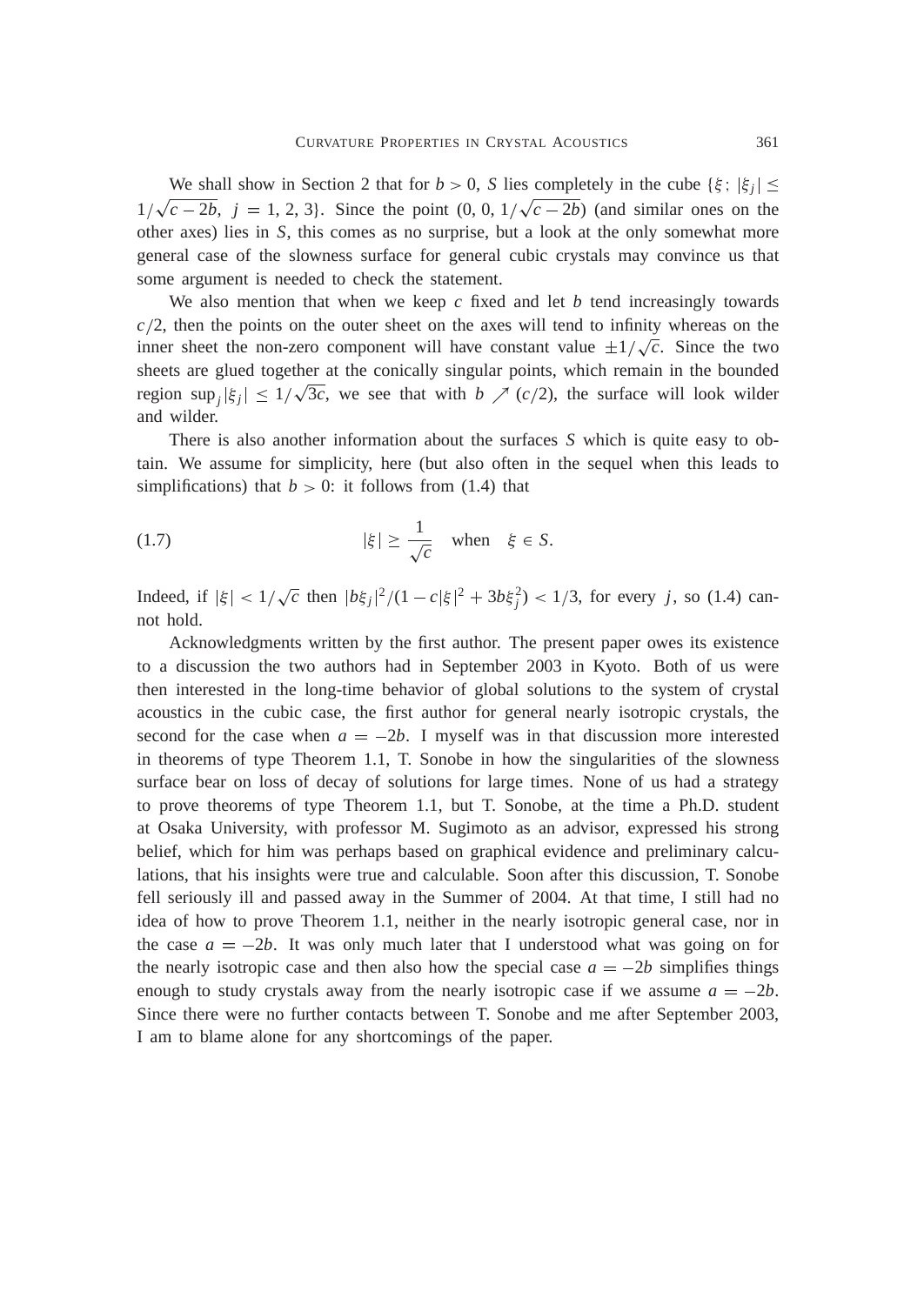We shall show in Section 2 that for $b > 0$, $S$ lies completely in the cube $\{\xi;\ |\xi_j| \leq 1/\sqrt{c-2b},\ j = 1, 2, 3\}$. Since the point $(0, 0, 1/\sqrt{c-2b})$ (and similar ones on the other axes) lies in $S$, this comes as no surprise, but a look at the only somewhat more general case of the slowness surface for general cubic crystals may convince us that some argument is needed to check the statement.

We also mention that when we keep $c$ fixed and let $b$ tend increasingly towards $c/2$, then the points on the outer sheet on the axes will tend to infinity whereas on the inner sheet the non-zero component will have constant value $\pm 1/\sqrt{c}$. Since the two sheets are glued together at the conically singular points, which remain in the bounded region $\sup_j |\xi_j| \leq 1/\sqrt{3c}$, we see that with $b \nearrow (c/2)$, the surface will look wilder and wilder.

There is also another information about the surfaces $S$ which is quite easy to obtain. We assume for simplicity, here (but also often in the sequel when this leads to simplifications) that $b > 0$: it follows from (1.4) that

$$
|\xi| \geq \frac{1}{\sqrt{c}} \quad \text{when} \quad \xi \in S. \tag{1.7}
$$

Indeed, if $|\xi| < 1/\sqrt{c}$ then $|b\xi_j|^2/(1 - c|\xi|^2 + 3b\xi_j^2) < 1/3$, for every $j$, so (1.4) cannot hold.

Acknowledgments written by the first author. The present paper owes its existence to a discussion the two authors had in September 2003 in Kyoto. Both of us were then interested in the long-time behavior of global solutions to the system of crystal acoustics in the cubic case, the first author for general nearly isotropic crystals, the second for the case when $a = -2b$. I myself was in that discussion more interested in theorems of type Theorem 1.1, T. Sonobe in how the singularities of the slowness surface bear on loss of decay of solutions for large times. None of us had a strategy to prove theorems of type Theorem 1.1, but T. Sonobe, at the time a Ph.D. student at Osaka University, with professor M. Sugimoto as an advisor, expressed his strong belief, which for him was perhaps based on graphical evidence and preliminary calculations, that his insights were true and calculable. Soon after this discussion, T. Sonobe fell seriously ill and passed away in the Summer of 2004. At that time, I still had no idea of how to prove Theorem 1.1, neither in the nearly isotropic general case, nor in the case $a = -2b$. It was only much later that I understood what was going on for the nearly isotropic case and then also how the special case $a = -2b$ simplifies things enough to study crystals away from the nearly isotropic case if we assume $a = -2b$. Since there were no further contacts between T. Sonobe and me after September 2003, I am to blame alone for any shortcomings of the paper.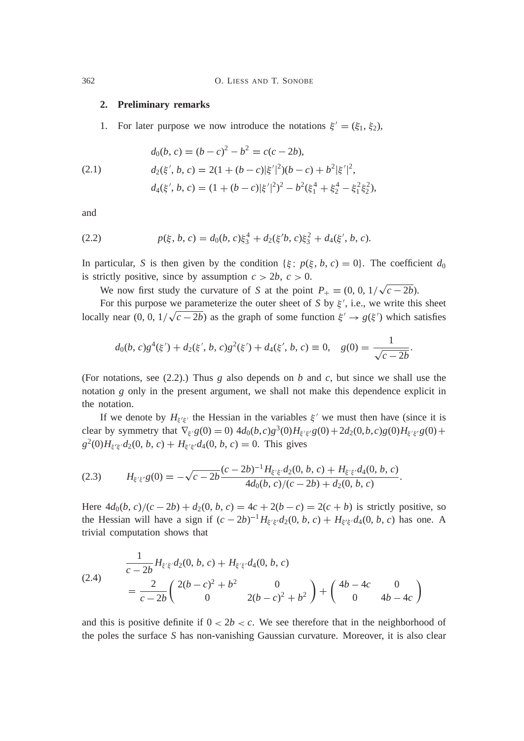## 2. Preliminary remarks

1. For later purpose we now introduce the notations $\xi' = (\xi_1, \xi_2)$,

$$
\begin{aligned}
&d_0(b, c) = (b - c)^2 - b^2 = c(c - 2b), \\
(2.1) \qquad &d_2(\xi', b, c) = 2(1 + (b - c)|\xi'|^2)(b - c) + b^2|\xi'|^2, \\
&d_4(\xi', b, c) = (1 + (b - c)|\xi'|^2)^2 - b^2(\xi_1^4 + \xi_2^4 - \xi_1^2\xi_2^2),
\end{aligned}
$$

and

$$
(2.2) \qquad p(\xi, b, c) = d_0(b, c)\xi_3^4 + d_2(\xi' b, c)\xi_3^2 + d_4(\xi', b, c).
$$

In particular, $S$ is then given by the condition $\{\xi;\ p(\xi, b, c) = 0\}$. The coefficient $d_0$ is strictly positive, since by assumption $c > 2b$, $c > 0$.

We now first study the curvature of $S$ at the point $P_+ = (0, 0, 1/\sqrt{c - 2b})$.

For this purpose we parameterize the outer sheet of $S$ by $\xi'$, i.e., we write this sheet locally near $(0, 0, 1/\sqrt{c - 2b})$ as the graph of some function $\xi' \to g(\xi')$ which satisfies

$$
d_0(b, c)g^4(\xi') + d_2(\xi', b, c)g^2(\xi') + d_4(\xi', b, c) \equiv 0, \quad g(0) = \frac{1}{\sqrt{c - 2b}}.
$$

(For notations, see (2.2).) Thus $g$ also depends on $b$ and $c$, but since we shall use the notation $g$ only in the present argument, we shall not make this dependence explicit in the notation.

If we denote by $H_{\xi'\xi'}$ the Hessian in the variables $\xi'$ we must then have (since it is clear by symmetry that $\nabla_{\xi'} g(0) = 0$) $4d_0(b,c)g^3(0)H_{\xi'\xi'}g(0) + 2d_2(0,b,c)g(0)H_{\xi'\xi'}g(0) + g^2(0)H_{\xi'\xi'}d_2(0, b, c) + H_{\xi'\xi'}d_4(0, b, c) = 0$. This gives

$$
(2.3) \qquad H_{\xi'\xi'}g(0) = -\sqrt{c - 2b}\,\frac{(c - 2b)^{-1}H_{\xi'\xi'}d_2(0, b, c) + H_{\xi'\xi'}d_4(0, b, c)}{4d_0(b, c)/(c - 2b) + d_2(0, b, c)}.
$$

Here $4d_0(b, c)/(c - 2b) + d_2(0, b, c) = 4c + 2(b - c) = 2(c + b)$ is strictly positive, so the Hessian will have a sign if $(c - 2b)^{-1}H_{\xi'\xi'}d_2(0, b, c) + H_{\xi'\xi'}d_4(0, b, c)$ has one. A trivial computation shows that

$$
(2.4) \qquad
\begin{aligned}
&\frac{1}{c - 2b}H_{\xi'\xi'}d_2(0, b, c) + H_{\xi'\xi'}d_4(0, b, c) \\
&\quad = \frac{2}{c - 2b}\begin{pmatrix} 2(b - c)^2 + b^2 & 0 \\ 0 & 2(b - c)^2 + b^2 \end{pmatrix} + \begin{pmatrix} 4b - 4c & 0 \\ 0 & 4b - 4c \end{pmatrix}
\end{aligned}
$$

and this is positive definite if $0 < 2b < c$. We see therefore that in the neighborhood of the poles the surface $S$ has non-vanishing Gaussian curvature. Moreover, it is also clear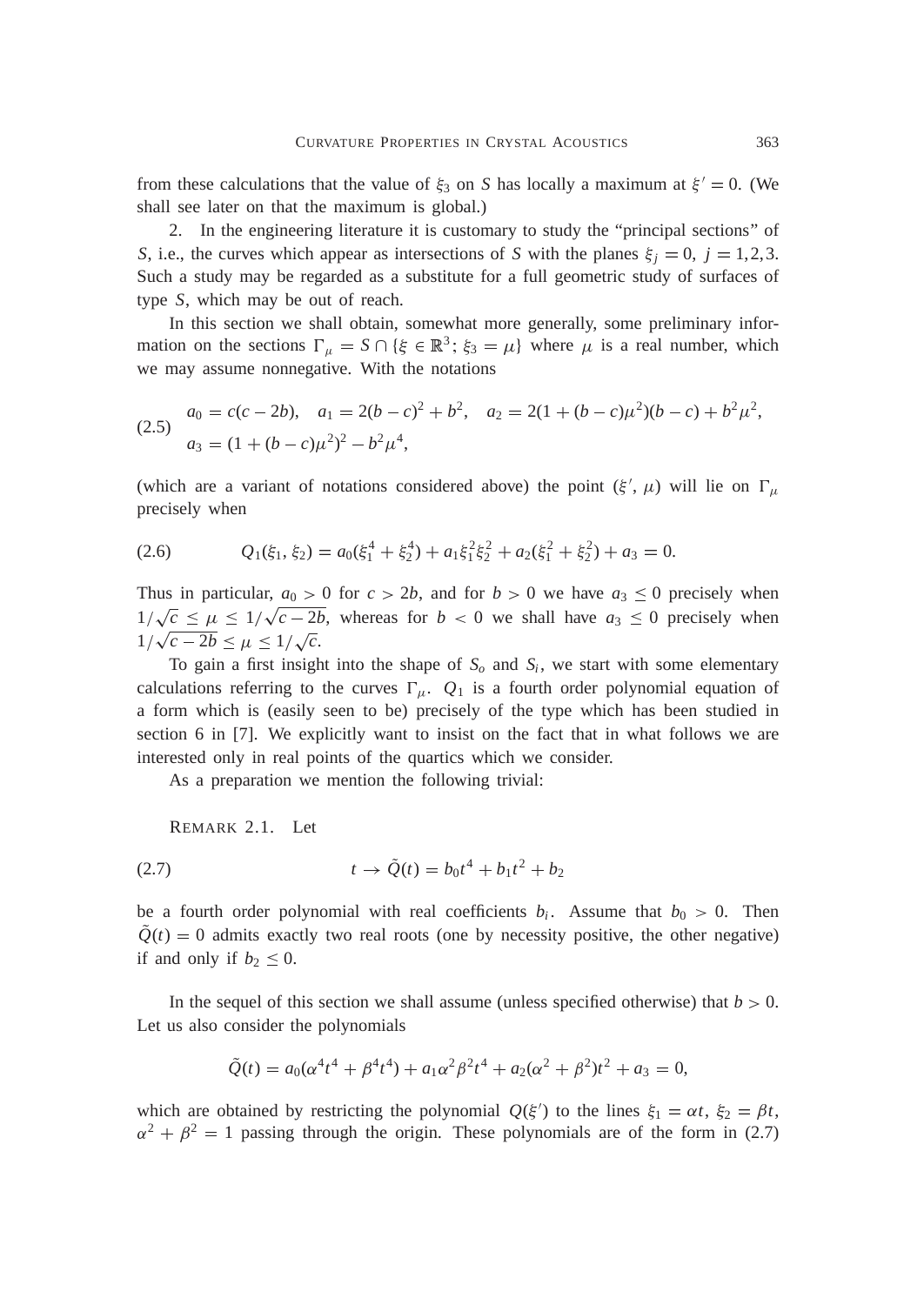from these calculations that the value of $\xi_3$ on $S$ has locally a maximum at $\xi' = 0$. (We shall see later on that the maximum is global.)

2. In the engineering literature it is customary to study the "principal sections" of $S$, i.e., the curves which appear as intersections of $S$ with the planes $\xi_j = 0$, $j = 1, 2, 3$. Such a study may be regarded as a substitute for a full geometric study of surfaces of type $S$, which may be out of reach.

In this section we shall obtain, somewhat more generally, some preliminary information on the sections $\Gamma_\mu = S \cap \{\xi \in \mathbb{R}^3;\, \xi_3 = \mu\}$ where $\mu$ is a real number, which we may assume nonnegative. With the notations

$$
(2.5) \quad \begin{aligned} &a_0 = c(c-2b), \quad a_1 = 2(b-c)^2 + b^2, \quad a_2 = 2(1 + (b-c)\mu^2)(b-c) + b^2\mu^2, \\ &a_3 = (1 + (b-c)\mu^2)^2 - b^2\mu^4, \end{aligned}
$$

(which are a variant of notations considered above) the point $(\xi', \mu)$ will lie on $\Gamma_\mu$ precisely when

$$
(2.6) \qquad Q_1(\xi_1, \xi_2) = a_0(\xi_1^4 + \xi_2^4) + a_1\xi_1^2\xi_2^2 + a_2(\xi_1^2 + \xi_2^2) + a_3 = 0.
$$

Thus in particular, $a_0 > 0$ for $c > 2b$, and for $b > 0$ we have $a_3 \le 0$ precisely when $1/\sqrt{c} \le \mu \le 1/\sqrt{c-2b}$, whereas for $b < 0$ we shall have $a_3 \le 0$ precisely when $1/\sqrt{c-2b} \le \mu \le 1/\sqrt{c}$.

To gain a first insight into the shape of $S_o$ and $S_i$, we start with some elementary calculations referring to the curves $\Gamma_\mu$. $Q_1$ is a fourth order polynomial equation of a form which is (easily seen to be) precisely of the type which has been studied in section 6 in [7]. We explicitly want to insist on the fact that in what follows we are interested only in real points of the quartics which we consider.

As a preparation we mention the following trivial:

REMARK 2.1. Let

$$
(2.7) \qquad t \to \tilde{Q}(t) = b_0t^4 + b_1t^2 + b_2
$$

be a fourth order polynomial with real coefficients $b_i$. Assume that $b_0 > 0$. Then $\tilde{Q}(t) = 0$ admits exactly two real roots (one by necessity positive, the other negative) if and only if $b_2 \le 0$.

In the sequel of this section we shall assume (unless specified otherwise) that $b > 0$. Let us also consider the polynomials

$$
\tilde{Q}(t) = a_0(\alpha^4t^4 + \beta^4t^4) + a_1\alpha^2\beta^2t^4 + a_2(\alpha^2 + \beta^2)t^2 + a_3 = 0,
$$

which are obtained by restricting the polynomial $Q(\xi')$ to the lines $\xi_1 = \alpha t$, $\xi_2 = \beta t$, $\alpha^2 + \beta^2 = 1$ passing through the origin. These polynomials are of the form in (2.7)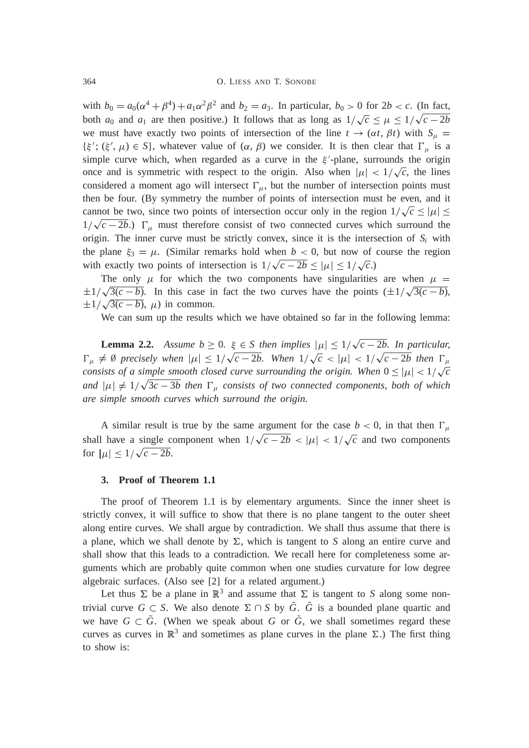with $b_0 = a_0(\alpha^4 + \beta^4) + a_1\alpha^2\beta^2$ and $b_2 = a_3$. In particular, $b_0 > 0$ for $2b < c$. (In fact, both $a_0$ and $a_1$ are then positive.) It follows that as long as $1/\sqrt{c} \le \mu \le 1/\sqrt{c-2b}$ we must have exactly two points of intersection of the line $t \to (\alpha t, \beta t)$ with $S_\mu = \{\xi'; (\xi', \mu) \in S\}$, whatever value of $(\alpha, \beta)$ we consider. It is then clear that $\Gamma_\mu$ is a simple curve which, when regarded as a curve in the $\xi'$-plane, surrounds the origin once and is symmetric with respect to the origin. Also when $|\mu| < 1/\sqrt{c}$, the lines considered a moment ago will intersect $\Gamma_\mu$, but the number of intersection points must then be four. (By symmetry the number of points of intersection must be even, and it cannot be two, since two points of intersection occur only in the region $1/\sqrt{c} \le |\mu| \le 1/\sqrt{c-2b}$.) $\Gamma_\mu$ must therefore consist of two connected curves which surround the origin. The inner curve must be strictly convex, since it is the intersection of $S_i$ with the plane $\xi_3 = \mu$. (Similar remarks hold when $b < 0$, but now of course the region with exactly two points of intersection is $1/\sqrt{c-2b} \le |\mu| \le 1/\sqrt{c}$.)

The only $\mu$ for which the two components have singularities are when $\mu = \pm 1/\sqrt{3(c-b)}$. In this case in fact the two curves have the points $(\pm 1/\sqrt{3(c-b)}, \pm 1/\sqrt{3(c-b)}, \mu)$ in common.

We can sum up the results which we have obtained so far in the following lemma:

**Lemma 2.2.** *Assume $b \ge 0$. $\xi \in S$ then implies $|\mu| \le 1/\sqrt{c-2b}$. In particular, $\Gamma_\mu \ne \emptyset$ precisely when $|\mu| \le 1/\sqrt{c-2b}$. When $1/\sqrt{c} < |\mu| < 1/\sqrt{c-2b}$ then $\Gamma_\mu$ consists of a simple smooth closed curve surrounding the origin. When $0 \le |\mu| < 1/\sqrt{c}$ and $|\mu| \ne 1/\sqrt{3c-3b}$ then $\Gamma_\mu$ consists of two connected components, both of which are simple smooth curves which surround the origin.*

A similar result is true by the same argument for the case $b < 0$, in that then $\Gamma_\mu$ shall have a single component when $1/\sqrt{c-2b} < |\mu| < 1/\sqrt{c}$ and two components for $|\mu| \le 1/\sqrt{c-2b}$.

## 3. Proof of Theorem 1.1

The proof of Theorem 1.1 is by elementary arguments. Since the inner sheet is strictly convex, it will suffice to show that there is no plane tangent to the outer sheet along entire curves. We shall argue by contradiction. We shall thus assume that there is a plane, which we shall denote by $\Sigma$, which is tangent to $S$ along an entire curve and shall show that this leads to a contradiction. We recall here for completeness some arguments which are probably quite common when one studies curvature for low degree algebraic surfaces. (Also see [2] for a related argument.)

Let thus $\Sigma$ be a plane in $\mathbb{R}^3$ and assume that $\Sigma$ is tangent to $S$ along some nontrivial curve $G \subset S$. We also denote $\Sigma \cap S$ by $\tilde{G}$. $\tilde{G}$ is a bounded plane quartic and we have $G \subset \tilde{G}$. (When we speak about $G$ or $\tilde{G}$, we shall sometimes regard these curves as curves in $\mathbb{R}^3$ and sometimes as plane curves in the plane $\Sigma$.) The first thing to show is: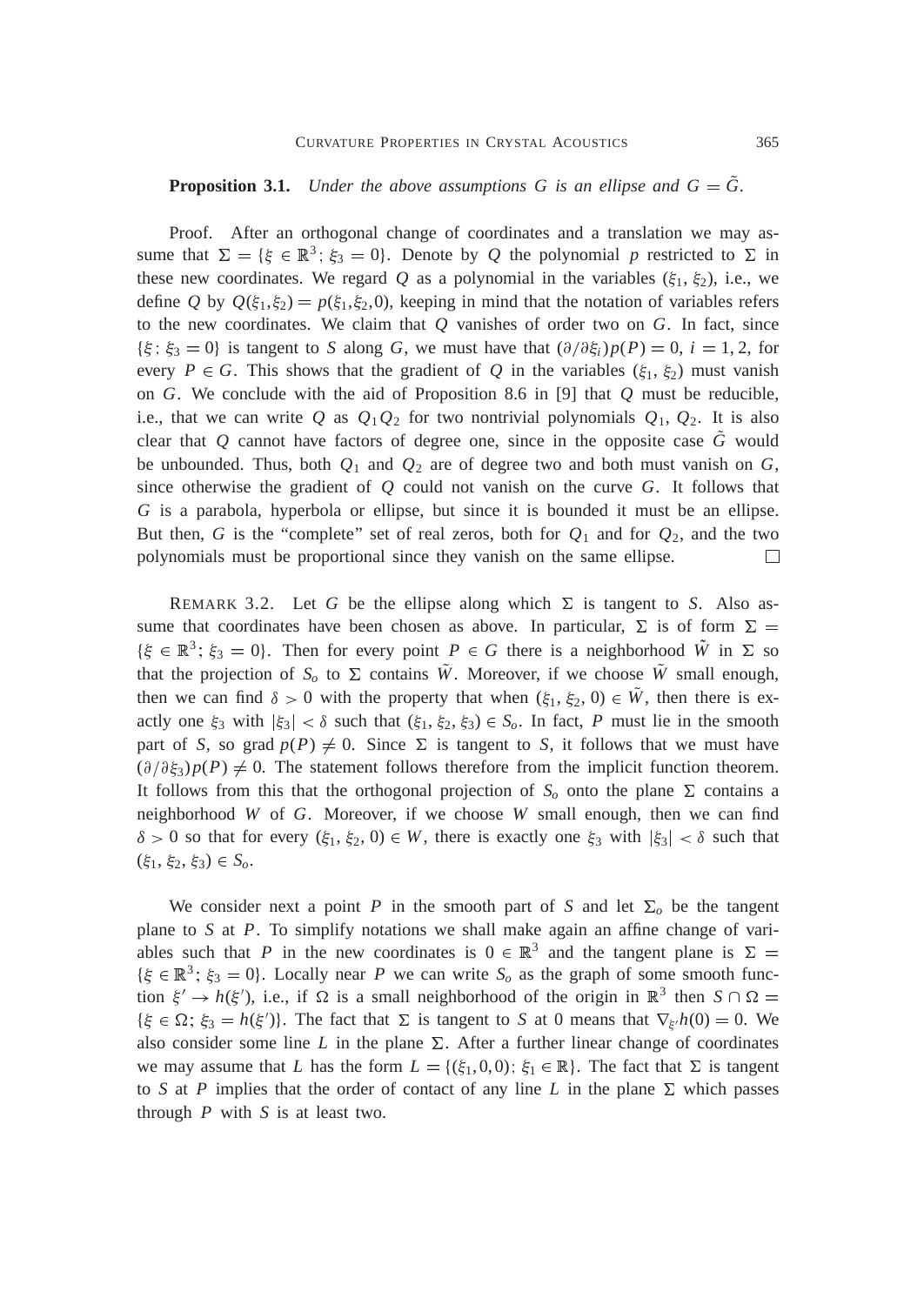**Proposition 3.1.** *Under the above assumptions $G$ is an ellipse and $G = \tilde{G}$.*

Proof. After an orthogonal change of coordinates and a translation we may assume that $\Sigma = \{\xi \in \mathbb{R}^3;\ \xi_3 = 0\}$. Denote by $Q$ the polynomial $p$ restricted to $\Sigma$ in these new coordinates. We regard $Q$ as a polynomial in the variables $(\xi_1, \xi_2)$, i.e., we define $Q$ by $Q(\xi_1,\xi_2) = p(\xi_1,\xi_2,0)$, keeping in mind that the notation of variables refers to the new coordinates. We claim that $Q$ vanishes of order two on $G$. In fact, since $\{\xi\,;\ \xi_3 = 0\}$ is tangent to $S$ along $G$, we must have that $(\partial/\partial\xi_i)p(P) = 0$, $i = 1, 2$, for every $P \in G$. This shows that the gradient of $Q$ in the variables $(\xi_1, \xi_2)$ must vanish on $G$. We conclude with the aid of Proposition 8.6 in [9] that $Q$ must be reducible, i.e., that we can write $Q$ as $Q_1Q_2$ for two nontrivial polynomials $Q_1$, $Q_2$. It is also clear that $Q$ cannot have factors of degree one, since in the opposite case $\tilde{G}$ would be unbounded. Thus, both $Q_1$ and $Q_2$ are of degree two and both must vanish on $G$, since otherwise the gradient of $Q$ could not vanish on the curve $G$. It follows that $G$ is a parabola, hyperbola or ellipse, but since it is bounded it must be an ellipse. But then, $G$ is the "complete" set of real zeros, both for $Q_1$ and for $Q_2$, and the two polynomials must be proportional since they vanish on the same ellipse. □

REMARK 3.2. Let $G$ be the ellipse along which $\Sigma$ is tangent to $S$. Also assume that coordinates have been chosen as above. In particular, $\Sigma$ is of form $\Sigma = \{\xi \in \mathbb{R}^3;\ \xi_3 = 0\}$. Then for every point $P \in G$ there is a neighborhood $\tilde{W}$ in $\Sigma$ so that the projection of $S_o$ to $\Sigma$ contains $\tilde{W}$. Moreover, if we choose $\tilde{W}$ small enough, then we can find $\delta > 0$ with the property that when $(\xi_1, \xi_2, 0) \in \tilde{W}$, then there is exactly one $\xi_3$ with $|\xi_3| < \delta$ such that $(\xi_1, \xi_2, \xi_3) \in S_o$. In fact, $P$ must lie in the smooth part of $S$, so grad $p(P) \neq 0$. Since $\Sigma$ is tangent to $S$, it follows that we must have $(\partial/\partial\xi_3)p(P) \neq 0$. The statement follows therefore from the implicit function theorem. It follows from this that the orthogonal projection of $S_o$ onto the plane $\Sigma$ contains a neighborhood $W$ of $G$. Moreover, if we choose $W$ small enough, then we can find $\delta > 0$ so that for every $(\xi_1, \xi_2, 0) \in W$, there is exactly one $\xi_3$ with $|\xi_3| < \delta$ such that $(\xi_1, \xi_2, \xi_3) \in S_o$.

We consider next a point $P$ in the smooth part of $S$ and let $\Sigma_o$ be the tangent plane to $S$ at $P$. To simplify notations we shall make again an affine change of variables such that $P$ in the new coordinates is $0 \in \mathbb{R}^3$ and the tangent plane is $\Sigma = \{\xi \in \mathbb{R}^3;\ \xi_3 = 0\}$. Locally near $P$ we can write $S_o$ as the graph of some smooth function $\xi' \to h(\xi')$, i.e., if $\Omega$ is a small neighborhood of the origin in $\mathbb{R}^3$ then $S \cap \Omega = \{\xi \in \Omega;\ \xi_3 = h(\xi')\}$. The fact that $\Sigma$ is tangent to $S$ at 0 means that $\nabla_{\xi'}h(0) = 0$. We also consider some line $L$ in the plane $\Sigma$. After a further linear change of coordinates we may assume that $L$ has the form $L = \{(\xi_1, 0, 0);\ \xi_1 \in \mathbb{R}\}$. The fact that $\Sigma$ is tangent to $S$ at $P$ implies that the order of contact of any line $L$ in the plane $\Sigma$ which passes through $P$ with $S$ is at least two.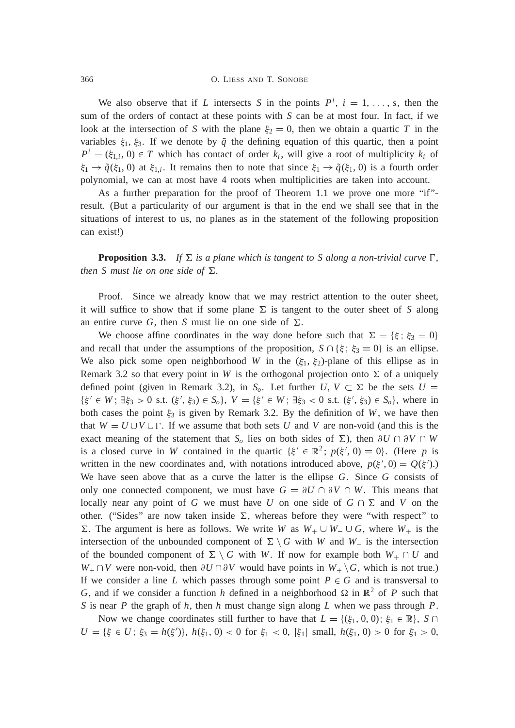We also observe that if $L$ intersects $S$ in the points $P^i$, $i = 1, \ldots, s$, then the sum of the orders of contact at these points with $S$ can be at most four. In fact, if we look at the intersection of $S$ with the plane $\xi_2 = 0$, then we obtain a quartic $T$ in the variables $\xi_1, \xi_3$. If we denote by $\tilde{q}$ the defining equation of this quartic, then a point $P^i = (\xi_{1,i}, 0) \in T$ which has contact of order $k_i$, will give a root of multiplicity $k_i$ of $\xi_1 \to \tilde{q}(\xi_1, 0)$ at $\xi_{1,i}$. It remains then to note that since $\xi_1 \to \tilde{q}(\xi_1, 0)$ is a fourth order polynomial, we can at most have 4 roots when multiplicities are taken into account.

As a further preparation for the proof of Theorem 1.1 we prove one more "if"-result. (But a particularity of our argument is that in the end we shall see that in the situations of interest to us, no planes as in the statement of the following proposition can exist!)

**Proposition 3.3.** *If $\Sigma$ is a plane which is tangent to $S$ along a non-trivial curve $\Gamma$, then $S$ must lie on one side of $\Sigma$.*

Proof. Since we already know that we may restrict attention to the outer sheet, it will suffice to show that if some plane $\Sigma$ is tangent to the outer sheet of $S$ along an entire curve $G$, then $S$ must lie on one side of $\Sigma$.

We choose affine coordinates in the way done before such that $\Sigma = \{\xi\,;\, \xi_3 = 0\}$ and recall that under the assumptions of the proposition, $S \cap \{\xi\,;\, \xi_3 = 0\}$ is an ellipse. We also pick some open neighborhood $W$ in the $(\xi_1, \xi_2)$-plane of this ellipse as in Remark 3.2 so that every point in $W$ is the orthogonal projection onto $\Sigma$ of a uniquely defined point (given in Remark 3.2), in $S_o$. Let further $U, V \subset \Sigma$ be the sets $U = \{\xi' \in W\,;\, \exists \xi_3 > 0 \text{ s.t. } (\xi', \xi_3) \in S_o\}$, $V = \{\xi' \in W\,;\, \exists \xi_3 < 0 \text{ s.t. } (\xi', \xi_3) \in S_o\}$, where in both cases the point $\xi_3$ is given by Remark 3.2. By the definition of $W$, we have then that $W = U \cup V \cup \Gamma$. If we assume that both sets $U$ and $V$ are non-void (and this is the exact meaning of the statement that $S_o$ lies on both sides of $\Sigma$), then $\partial U \cap \partial V \cap W$ is a closed curve in $W$ contained in the quartic $\{\xi' \in \mathbb{R}^2;\, p(\xi', 0) = 0\}$. (Here $p$ is written in the new coordinates and, with notations introduced above, $p(\xi', 0) = Q(\xi')$.) We have seen above that as a curve the latter is the ellipse $G$. Since $G$ consists of only one connected component, we must have $G = \partial U \cap \partial V \cap W$. This means that locally near any point of $G$ we must have $U$ on one side of $G \cap \Sigma$ and $V$ on the other. ("Sides" are now taken inside $\Sigma$, whereas before they were "with respect" to $\Sigma$. The argument is here as follows. We write $W$ as $W_+ \cup W_- \cup G$, where $W_+$ is the intersection of the unbounded component of $\Sigma \setminus G$ with $W$ and $W_-$ is the intersection of the bounded component of $\Sigma \setminus G$ with $W$. If now for example both $W_+ \cap U$ and $W_+ \cap V$ were non-void, then $\partial U \cap \partial V$ would have points in $W_+ \setminus G$, which is not true.) If we consider a line $L$ which passes through some point $P \in G$ and is transversal to $G$, and if we consider a function $h$ defined in a neighborhood $\Omega$ in $\mathbb{R}^2$ of $P$ such that $S$ is near $P$ the graph of $h$, then $h$ must change sign along $L$ when we pass through $P$.

Now we change coordinates still further to have that $L = \{(\xi_1, 0, 0);\, \xi_1 \in \mathbb{R}\}$, $S \cap U = \{\xi \in U\,;\, \xi_3 = h(\xi')\}$, $h(\xi_1, 0) < 0$ for $\xi_1 < 0$, $|\xi_1|$ small, $h(\xi_1, 0) > 0$ for $\xi_1 > 0$,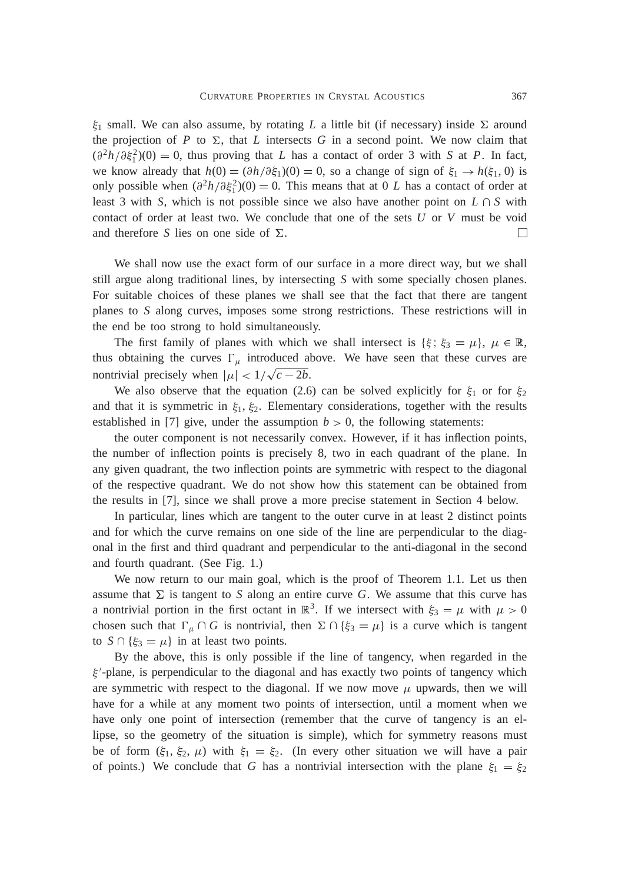$\xi_1$ small. We can also assume, by rotating $L$ a little bit (if necessary) inside $\Sigma$ around the projection of $P$ to $\Sigma$, that $L$ intersects $G$ in a second point. We now claim that $(\partial^2 h/\partial \xi_1^2)(0) = 0$, thus proving that $L$ has a contact of order 3 with $S$ at $P$. In fact, we know already that $h(0) = (\partial h/\partial \xi_1)(0) = 0$, so a change of sign of $\xi_1 \to h(\xi_1, 0)$ is only possible when $(\partial^2 h/\partial \xi_1^2)(0) = 0$. This means that at 0 $L$ has a contact of order at least 3 with $S$, which is not possible since we also have another point on $L \cap S$ with contact of order at least two. We conclude that one of the sets $U$ or $V$ must be void and therefore $S$ lies on one side of $\Sigma$. □

We shall now use the exact form of our surface in a more direct way, but we shall still argue along traditional lines, by intersecting $S$ with some specially chosen planes. For suitable choices of these planes we shall see that the fact that there are tangent planes to $S$ along curves, imposes some strong restrictions. These restrictions will in the end be too strong to hold simultaneously.

The first family of planes with which we shall intersect is $\{\xi;\, \xi_3 = \mu\}$, $\mu \in \mathbb{R}$, thus obtaining the curves $\Gamma_\mu$ introduced above. We have seen that these curves are nontrivial precisely when $|\mu| < 1/\sqrt{c - 2b}$.

We also observe that the equation (2.6) can be solved explicitly for $\xi_1$ or for $\xi_2$ and that it is symmetric in $\xi_1, \xi_2$. Elementary considerations, together with the results established in [7] give, under the assumption $b > 0$, the following statements:

the outer component is not necessarily convex. However, if it has inflection points, the number of inflection points is precisely 8, two in each quadrant of the plane. In any given quadrant, the two inflection points are symmetric with respect to the diagonal of the respective quadrant. We do not show how this statement can be obtained from the results in [7], since we shall prove a more precise statement in Section 4 below.

In particular, lines which are tangent to the outer curve in at least 2 distinct points and for which the curve remains on one side of the line are perpendicular to the diagonal in the first and third quadrant and perpendicular to the anti-diagonal in the second and fourth quadrant. (See Fig. 1.)

We now return to our main goal, which is the proof of Theorem 1.1. Let us then assume that $\Sigma$ is tangent to $S$ along an entire curve $G$. We assume that this curve has a nontrivial portion in the first octant in $\mathbb{R}^3$. If we intersect with $\xi_3 = \mu$ with $\mu > 0$ chosen such that $\Gamma_\mu \cap G$ is nontrivial, then $\Sigma \cap \{\xi_3 = \mu\}$ is a curve which is tangent to $S \cap \{\xi_3 = \mu\}$ in at least two points.

By the above, this is only possible if the line of tangency, when regarded in the $\xi'$-plane, is perpendicular to the diagonal and has exactly two points of tangency which are symmetric with respect to the diagonal. If we now move $\mu$ upwards, then we will have for a while at any moment two points of intersection, until a moment when we have only one point of intersection (remember that the curve of tangency is an ellipse, so the geometry of the situation is simple), which for symmetry reasons must be of form $(\xi_1, \xi_2, \mu)$ with $\xi_1 = \xi_2$. (In every other situation we will have a pair of points.) We conclude that $G$ has a nontrivial intersection with the plane $\xi_1 = \xi_2$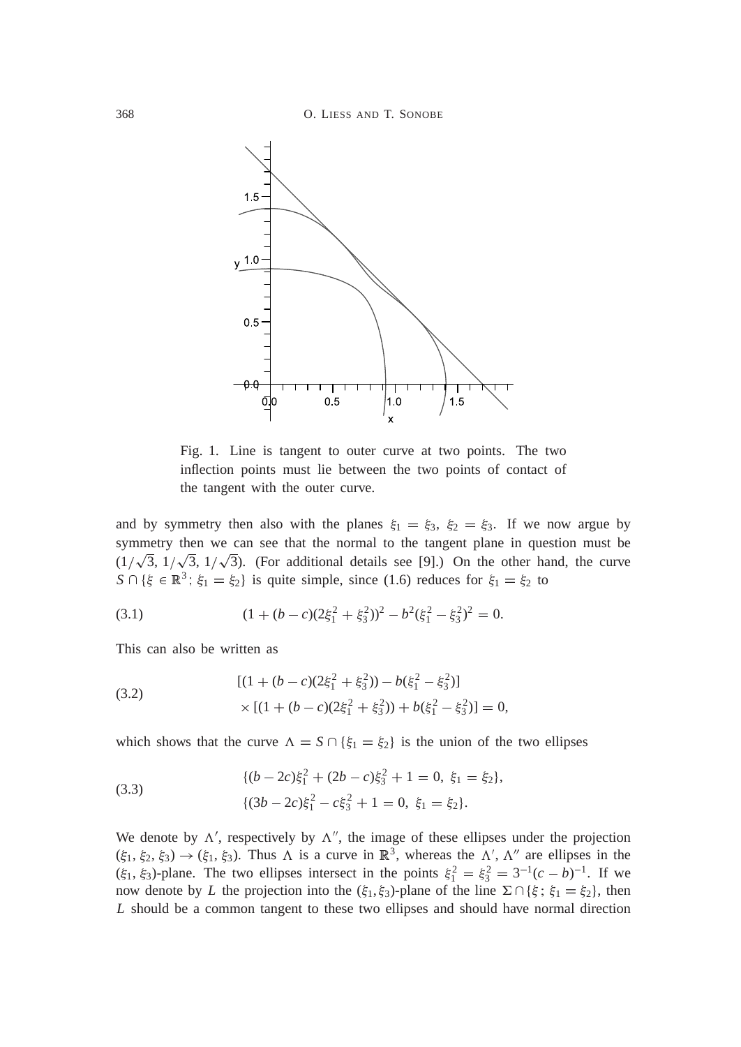Fig. 1. Line is tangent to outer curve at two points. The two inflection points must lie between the two points of contact of the tangent with the outer curve.

and by symmetry then also with the planes $\xi_1 = \xi_3$, $\xi_2 = \xi_3$. If we now argue by symmetry then we can see that the normal to the tangent plane in question must be $(1/\sqrt{3}, 1/\sqrt{3}, 1/\sqrt{3})$. (For additional details see [9].) On the other hand, the curve $S \cap \{\xi \in \mathbb{R}^3;\, \xi_1 = \xi_2\}$ is quite simple, since (1.6) reduces for $\xi_1 = \xi_2$ to

$$(1 + (b-c)(2\xi_1^2 + \xi_3^2))^2 - b^2(\xi_1^2 - \xi_3^2)^2 = 0. \tag{3.1}$$

This can also be written as

$$\begin{aligned} &[(1 + (b-c)(2\xi_1^2 + \xi_3^2)) - b(\xi_1^2 - \xi_3^2)] \\ &\times [(1 + (b-c)(2\xi_1^2 + \xi_3^2)) + b(\xi_1^2 - \xi_3^2)] = 0, \end{aligned} \tag{3.2}$$

which shows that the curve $\Lambda = S \cap \{\xi_1 = \xi_2\}$ is the union of the two ellipses

$$\begin{aligned} &\{(b-2c)\xi_1^2 + (2b-c)\xi_3^2 + 1 = 0,\ \xi_1 = \xi_2\}, \\ &\{(3b-2c)\xi_1^2 - c\xi_3^2 + 1 = 0,\ \xi_1 = \xi_2\}. \end{aligned} \tag{3.3}$$

We denote by $\Lambda'$, respectively by $\Lambda''$, the image of these ellipses under the projection $(\xi_1, \xi_2, \xi_3) \to (\xi_1, \xi_3)$. Thus $\Lambda$ is a curve in $\mathbb{R}^3$, whereas the $\Lambda'$, $\Lambda''$ are ellipses in the $(\xi_1, \xi_3)$-plane. The two ellipses intersect in the points $\xi_1^2 = \xi_3^2 = 3^{-1}(c-b)^{-1}$. If we now denote by $L$ the projection into the $(\xi_1, \xi_3)$-plane of the line $\Sigma \cap \{\xi;\, \xi_1 = \xi_2\}$, then $L$ should be a common tangent to these two ellipses and should have normal direction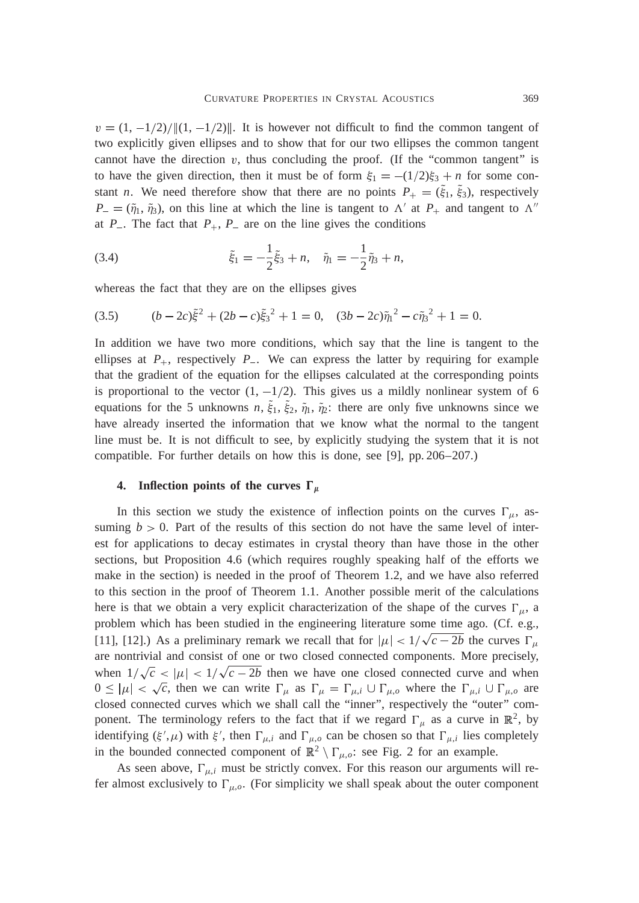$v = (1, -1/2)/\|(1, -1/2)\|$. It is however not difficult to find the common tangent of two explicitly given ellipses and to show that for our two ellipses the common tangent cannot have the direction $v$, thus concluding the proof. (If the "common tangent" is to have the given direction, then it must be of form $\xi_1 = -(1/2)\xi_3 + n$ for some constant $n$. We need therefore show that there are no points $P_+ = (\tilde{\xi}_1, \tilde{\xi}_3)$, respectively $P_- = (\tilde{\eta}_1, \tilde{\eta}_3)$, on this line at which the line is tangent to $\Lambda'$ at $P_+$ and tangent to $\Lambda''$ at $P_-$. The fact that $P_+$, $P_-$ are on the line gives the conditions

$$\tilde{\xi}_1 = -\frac{1}{2}\tilde{\xi}_3 + n, \quad \tilde{\eta}_1 = -\frac{1}{2}\tilde{\eta}_3 + n, \tag{3.4}$$

whereas the fact that they are on the ellipses gives

$$(b - 2c)\tilde{\xi}^2 + (2b - c)\tilde{\xi}_3{}^2 + 1 = 0, \quad (3b - 2c)\tilde{\eta}_1{}^2 - c\tilde{\eta}_3{}^2 + 1 = 0. \tag{3.5}$$

In addition we have two more conditions, which say that the line is tangent to the ellipses at $P_+$, respectively $P_-$. We can express the latter by requiring for example that the gradient of the equation for the ellipses calculated at the corresponding points is proportional to the vector $(1, -1/2)$. This gives us a mildly nonlinear system of 6 equations for the 5 unknowns $n$, $\tilde{\xi}_1$, $\tilde{\xi}_2$, $\tilde{\eta}_1$, $\tilde{\eta}_2$: there are only five unknowns since we have already inserted the information that we know what the normal to the tangent line must be. It is not difficult to see, by explicitly studying the system that it is not compatible. For further details on how this is done, see [9], pp. 206–207.)

## 4. Inflection points of the curves $\Gamma_\mu$

In this section we study the existence of inflection points on the curves $\Gamma_\mu$, assuming $b > 0$. Part of the results of this section do not have the same level of interest for applications to decay estimates in crystal theory than have those in the other sections, but Proposition 4.6 (which requires roughly speaking half of the efforts we make in the section) is needed in the proof of Theorem 1.2, and we have also referred to this section in the proof of Theorem 1.1. Another possible merit of the calculations here is that we obtain a very explicit characterization of the shape of the curves $\Gamma_\mu$, a problem which has been studied in the engineering literature some time ago. (Cf. e.g., [11], [12].) As a preliminary remark we recall that for $|\mu| < 1/\sqrt{c - 2b}$ the curves $\Gamma_\mu$ are nontrivial and consist of one or two closed connected components. More precisely, when $1/\sqrt{c} < |\mu| < 1/\sqrt{c - 2b}$ then we have one closed connected curve and when $0 \leq |\mu| < \sqrt{c}$, then we can write $\Gamma_\mu$ as $\Gamma_\mu = \Gamma_{\mu,i} \cup \Gamma_{\mu,o}$ where the $\Gamma_{\mu,i} \cup \Gamma_{\mu,o}$ are closed connected curves which we shall call the "inner", respectively the "outer" component. The terminology refers to the fact that if we regard $\Gamma_\mu$ as a curve in $\mathbb{R}^2$, by identifying $(\xi', \mu)$ with $\xi'$, then $\Gamma_{\mu,i}$ and $\Gamma_{\mu,o}$ can be chosen so that $\Gamma_{\mu,i}$ lies completely in the bounded connected component of $\mathbb{R}^2 \setminus \Gamma_{\mu,o}$: see Fig. 2 for an example.

As seen above, $\Gamma_{\mu,i}$ must be strictly convex. For this reason our arguments will refer almost exclusively to $\Gamma_{\mu,o}$. (For simplicity we shall speak about the outer component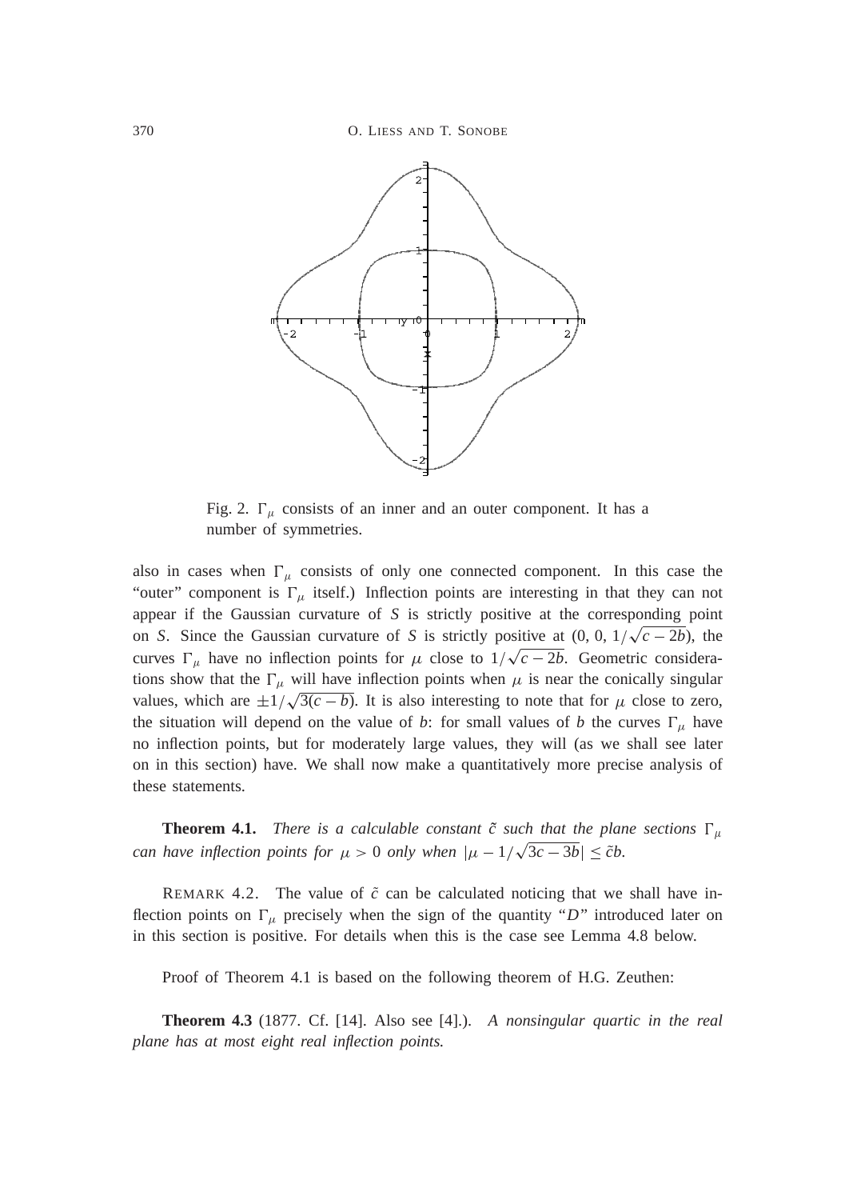Fig. 2. $\Gamma_\mu$ consists of an inner and an outer component. It has a number of symmetries.

also in cases when $\Gamma_\mu$ consists of only one connected component. In this case the "outer" component is $\Gamma_\mu$ itself.) Inflection points are interesting in that they can not appear if the Gaussian curvature of $S$ is strictly positive at the corresponding point on $S$. Since the Gaussian curvature of $S$ is strictly positive at $(0, 0, 1/\sqrt{c-2b})$, the curves $\Gamma_\mu$ have no inflection points for $\mu$ close to $1/\sqrt{c-2b}$. Geometric considerations show that the $\Gamma_\mu$ will have inflection points when $\mu$ is near the conically singular values, which are $\pm 1/\sqrt{3(c-b)}$. It is also interesting to note that for $\mu$ close to zero, the situation will depend on the value of $b$: for small values of $b$ the curves $\Gamma_\mu$ have no inflection points, but for moderately large values, they will (as we shall see later on in this section) have. We shall now make a quantitatively more precise analysis of these statements.

**Theorem 4.1.** *There is a calculable constant $\tilde{c}$ such that the plane sections $\Gamma_\mu$ can have inflection points for $\mu > 0$ only when $|\mu - 1/\sqrt{3c-3b}| \leq \tilde{c}b$.*

REMARK 4.2. The value of $\tilde{c}$ can be calculated noticing that we shall have inflection points on $\Gamma_\mu$ precisely when the sign of the quantity "$D$" introduced later on in this section is positive. For details when this is the case see Lemma 4.8 below.

Proof of Theorem 4.1 is based on the following theorem of H.G. Zeuthen:

**Theorem 4.3** (1877. Cf. [14]. Also see [4].). *A nonsingular quartic in the real plane has at most eight real inflection points.*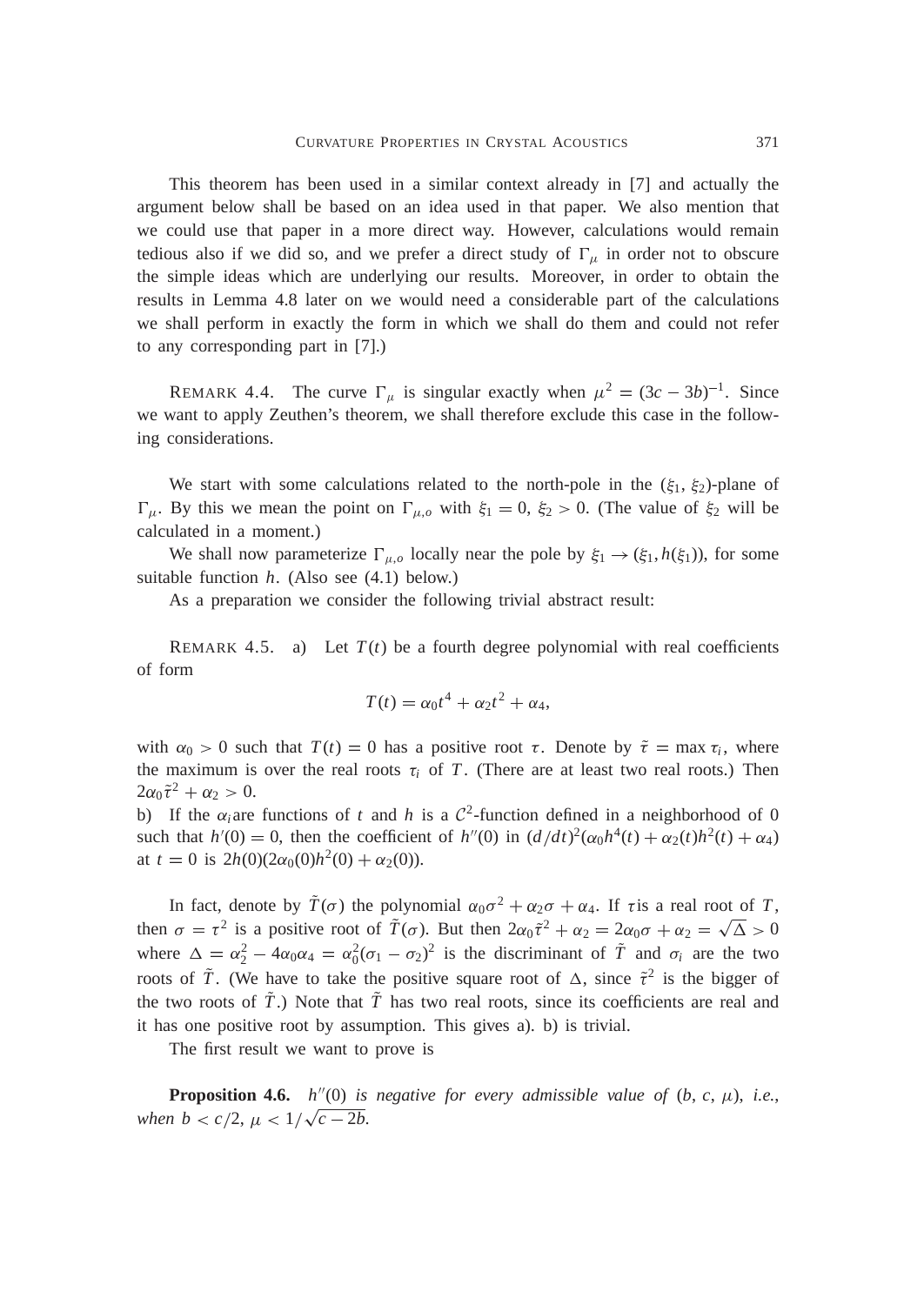This theorem has been used in a similar context already in [7] and actually the argument below shall be based on an idea used in that paper. We also mention that we could use that paper in a more direct way. However, calculations would remain tedious also if we did so, and we prefer a direct study of $\Gamma_\mu$ in order not to obscure the simple ideas which are underlying our results. Moreover, in order to obtain the results in Lemma 4.8 later on we would need a considerable part of the calculations we shall perform in exactly the form in which we shall do them and could not refer to any corresponding part in [7].)

REMARK 4.4. The curve $\Gamma_\mu$ is singular exactly when $\mu^2 = (3c - 3b)^{-1}$. Since we want to apply Zeuthen's theorem, we shall therefore exclude this case in the following considerations.

We start with some calculations related to the north-pole in the $(\xi_1, \xi_2)$-plane of $\Gamma_\mu$. By this we mean the point on $\Gamma_{\mu,o}$ with $\xi_1 = 0$, $\xi_2 > 0$. (The value of $\xi_2$ will be calculated in a moment.)

We shall now parameterize $\Gamma_{\mu,o}$ locally near the pole by $\xi_1 \to (\xi_1, h(\xi_1))$, for some suitable function $h$. (Also see (4.1) below.)

As a preparation we consider the following trivial abstract result:

REMARK 4.5. a) Let $T(t)$ be a fourth degree polynomial with real coefficients of form

$$T(t) = \alpha_0 t^4 + \alpha_2 t^2 + \alpha_4,$$

with $\alpha_0 > 0$ such that $T(t) = 0$ has a positive root $\tau$. Denote by $\tilde{\tau} = \max \tau_i$, where the maximum is over the real roots $\tau_i$ of $T$. (There are at least two real roots.) Then $2\alpha_0\tilde{\tau}^2 + \alpha_2 > 0$.

b) If the $\alpha_i$are functions of $t$ and $h$ is a $\mathcal{C}^2$-function defined in a neighborhood of 0 such that $h'(0) = 0$, then the coefficient of $h''(0)$ in $(d/dt)^2(\alpha_0 h^4(t) + \alpha_2(t)h^2(t) + \alpha_4)$ at $t = 0$ is $2h(0)(2\alpha_0(0)h^2(0) + \alpha_2(0))$.

In fact, denote by $\tilde{T}(\sigma)$ the polynomial $\alpha_0\sigma^2 + \alpha_2\sigma + \alpha_4$. If $\tau$is a real root of $T$, then $\sigma = \tau^2$ is a positive root of $\tilde{T}(\sigma)$. But then $2\alpha_0\tilde{\tau}^2 + \alpha_2 = 2\alpha_0\sigma + \alpha_2 = \sqrt{\Delta} > 0$ where $\Delta = \alpha_2^2 - 4\alpha_0\alpha_4 = \alpha_0^2(\sigma_1 - \sigma_2)^2$ is the discriminant of $\tilde{T}$ and $\sigma_i$ are the two roots of $\tilde{T}$. (We have to take the positive square root of $\Delta$, since $\tilde{\tau}^2$ is the bigger of the two roots of $\tilde{T}$.) Note that $\tilde{T}$ has two real roots, since its coefficients are real and it has one positive root by assumption. This gives a). b) is trivial.

The first result we want to prove is

**Proposition 4.6.** *$h''(0)$ is negative for every admissible value of $(b, c, \mu)$, i.e., when $b < c/2$, $\mu < 1/\sqrt{c - 2b}$.*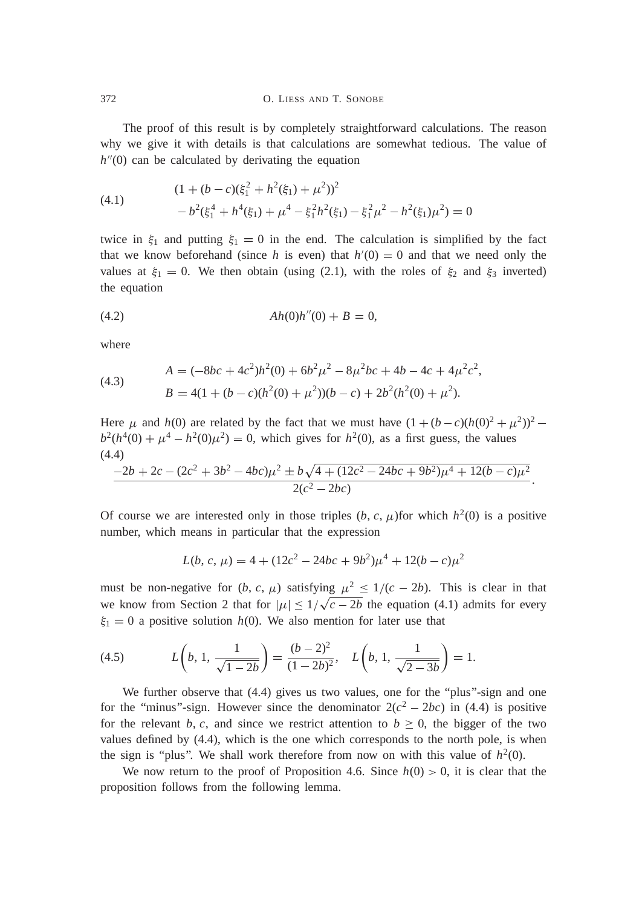The proof of this result is by completely straightforward calculations. The reason why we give it with details is that calculations are somewhat tedious. The value of $h''(0)$ can be calculated by derivating the equation

$$
\begin{aligned}
&(1 + (b - c)(\xi_1^2 + h^2(\xi_1) + \mu^2))^2 \\
&\quad - b^2(\xi_1^4 + h^4(\xi_1) + \mu^4 - \xi_1^2 h^2(\xi_1) - \xi_1^2\mu^2 - h^2(\xi_1)\mu^2) = 0
\end{aligned}
\tag{4.1}
$$

twice in $\xi_1$ and putting $\xi_1 = 0$ in the end. The calculation is simplified by the fact that we know beforehand (since $h$ is even) that $h'(0) = 0$ and that we need only the values at $\xi_1 = 0$. We then obtain (using (2.1), with the roles of $\xi_2$ and $\xi_3$ inverted) the equation

$$
Ah(0)h''(0) + B = 0,
\tag{4.2}
$$

where

$$
\begin{aligned}
A &= (-8bc + 4c^2)h^2(0) + 6b^2\mu^2 - 8\mu^2 bc + 4b - 4c + 4\mu^2c^2, \\
B &= 4(1 + (b - c)(h^2(0) + \mu^2))(b - c) + 2b^2(h^2(0) + \mu^2).
\end{aligned}
\tag{4.3}
$$

Here $\mu$ and $h(0)$ are related by the fact that we must have $(1 + (b - c)(h(0)^2 + \mu^2))^2 - b^2(h^4(0) + \mu^4 - h^2(0)\mu^2) = 0$, which gives for $h^2(0)$, as a first guess, the values

$$
\frac{-2b + 2c - (2c^2 + 3b^2 - 4bc)\mu^2 \pm b\sqrt{4 + (12c^2 - 24bc + 9b^2)\mu^4 + 12(b - c)\mu^2}}{2(c^2 - 2bc)}.
\tag{4.4}
$$

Of course we are interested only in those triples $(b, c, \mu)$for which $h^2(0)$ is a positive number, which means in particular that the expression

$$
L(b, c, \mu) = 4 + (12c^2 - 24bc + 9b^2)\mu^4 + 12(b - c)\mu^2
$$

must be non-negative for $(b, c, \mu)$ satisfying $\mu^2 \leq 1/(c - 2b)$. This is clear in that we know from Section 2 that for $|\mu| \leq 1/\sqrt{c - 2b}$ the equation (4.1) admits for every $\xi_1 = 0$ a positive solution $h(0)$. We also mention for later use that

$$
L\left(b, 1, \frac{1}{\sqrt{1 - 2b}}\right) = \frac{(b - 2)^2}{(1 - 2b)^2}, \quad L\left(b, 1, \frac{1}{\sqrt{2 - 3b}}\right) = 1.
\tag{4.5}
$$

We further observe that (4.4) gives us two values, one for the "plus"-sign and one for the "minus"-sign. However since the denominator $2(c^2 - 2bc)$ in (4.4) is positive for the relevant $b, c$, and since we restrict attention to $b \geq 0$, the bigger of the two values defined by (4.4), which is the one which corresponds to the north pole, is when the sign is "plus". We shall work therefore from now on with this value of $h^2(0)$.

We now return to the proof of Proposition 4.6. Since $h(0) > 0$, it is clear that the proposition follows from the following lemma.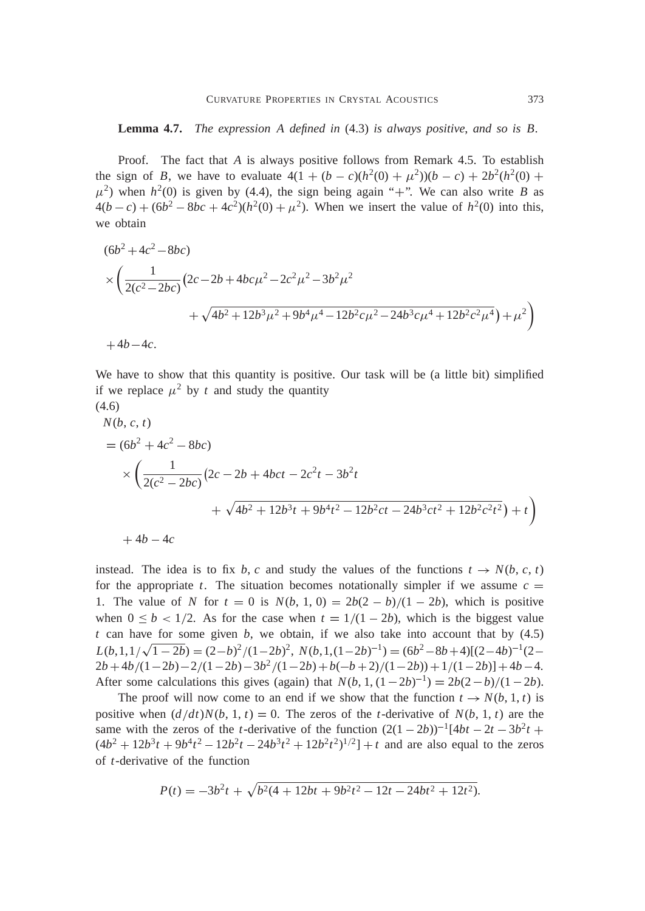**Lemma 4.7.** *The expression $A$ defined in* (4.3) *is always positive, and so is $B$.*

Proof. The fact that $A$ is always positive follows from Remark 4.5. To establish the sign of $B$, we have to evaluate $4(1 + (b - c)(h^2(0) + \mu^2))(b - c) + 2b^2(h^2(0) + \mu^2)$ when $h^2(0)$ is given by (4.4), the sign being again "+". We can also write $B$ as $4(b - c) + (6b^2 - 8bc + 4c^2)(h^2(0) + \mu^2)$. When we insert the value of $h^2(0)$ into this, we obtain

$$
\begin{aligned}
&(6b^2 + 4c^2 - 8bc) \\
&\times \left( \frac{1}{2(c^2 - 2bc)} \big(2c - 2b + 4bc\mu^2 - 2c^2\mu^2 - 3b^2\mu^2 \right. \\
&\qquad \left. + \sqrt{4b^2 + 12b^3\mu^2 + 9b^4\mu^4 - 12b^2c\mu^2 - 24b^3c\mu^4 + 12b^2c^2\mu^4}\big) + \mu^2 \right) \\
&+ 4b - 4c.
\end{aligned}
$$

We have to show that this quantity is positive. Our task will be (a little bit) simplified if we replace $\mu^2$ by $t$ and study the quantity

(4.6)

$$
\begin{aligned}
&N(b, c, t) \\
&= (6b^2 + 4c^2 - 8bc) \\
&\quad \times \left( \frac{1}{2(c^2 - 2bc)} \big(2c - 2b + 4bct - 2c^2t - 3b^2t \right. \\
&\qquad \left. + \sqrt{4b^2 + 12b^3t + 9b^4t^2 - 12b^2ct - 24b^3ct^2 + 12b^2c^2t^2}\big) + t \right) \\
&\quad + 4b - 4c
\end{aligned}
$$

instead. The idea is to fix $b, c$ and study the values of the functions $t \to N(b, c, t)$ for the appropriate $t$. The situation becomes notationally simpler if we assume $c = 1$. The value of $N$ for $t = 0$ is $N(b, 1, 0) = 2b(2 - b)/(1 - 2b)$, which is positive when $0 \le b < 1/2$. As for the case when $t = 1/(1 - 2b)$, which is the biggest value $t$ can have for some given $b$, we obtain, if we also take into account that by (4.5) $L(b, 1, 1/\sqrt{1-2b}) = (2-b)^2/(1-2b)^2$, $N(b, 1, (1-2b)^{-1}) = (6b^2 - 8b + 4)[(2-4b)^{-1}(2 - 2b + 4b/(1-2b) - 2/(1-2b) - 3b^2/(1-2b) + b(-b+2)/(1-2b)) + 1/(1-2b)] + 4b - 4$. After some calculations this gives (again) that $N(b, 1, (1-2b)^{-1}) = 2b(2-b)/(1-2b)$.

The proof will now come to an end if we show that the function $t \to N(b, 1, t)$ is positive when $(d/dt)N(b, 1, t) = 0$. The zeros of the $t$-derivative of $N(b, 1, t)$ are the same with the zeros of the $t$-derivative of the function $(2(1-2b))^{-1}[4bt - 2t - 3b^2t + (4b^2 + 12b^3t + 9b^4t^2 - 12b^2t - 24b^3t^2 + 12b^2t^2)^{1/2}] + t$ and are also equal to the zeros of $t$-derivative of the function

$$
P(t) = -3b^2t + \sqrt{b^2(4 + 12bt + 9b^2t^2 - 12t - 24bt^2 + 12t^2)}.
$$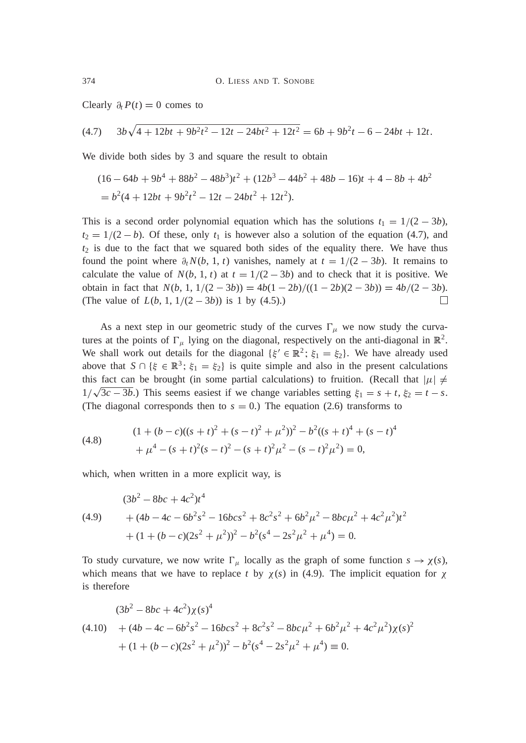Clearly $\partial_t P(t) = 0$ comes to

$$
(4.7) \qquad 3b\sqrt{4 + 12bt + 9b^2t^2 - 12t - 24bt^2 + 12t^2} = 6b + 9b^2t - 6 - 24bt + 12t.
$$

We divide both sides by 3 and square the result to obtain

$$
\begin{aligned}
&(16 - 64b + 9b^4 + 88b^2 - 48b^3)t^2 + (12b^3 - 44b^2 + 48b - 16)t + 4 - 8b + 4b^2 \\
&= b^2(4 + 12bt + 9b^2t^2 - 12t - 24bt^2 + 12t^2).
\end{aligned}
$$

This is a second order polynomial equation which has the solutions $t_1 = 1/(2 - 3b)$, $t_2 = 1/(2 - b)$. Of these, only $t_1$ is however also a solution of the equation (4.7), and $t_2$ is due to the fact that we squared both sides of the equality there. We have thus found the point where $\partial_t N(b, 1, t)$ vanishes, namely at $t = 1/(2 - 3b)$. It remains to calculate the value of $N(b, 1, t)$ at $t = 1/(2 - 3b)$ and to check that it is positive. We obtain in fact that $N(b, 1, 1/(2 - 3b)) = 4b(1 - 2b)/((1 - 2b)(2 - 3b)) = 4b/(2 - 3b)$. (The value of $L(b, 1, 1/(2 - 3b))$ is 1 by (4.5).) $\square$

As a next step in our geometric study of the curves $\Gamma_\mu$ we now study the curvatures at the points of $\Gamma_\mu$ lying on the diagonal, respectively on the anti-diagonal in $\mathbb{R}^2$. We shall work out details for the diagonal $\{\xi' \in \mathbb{R}^2;\ \xi_1 = \xi_2\}$. We have already used above that $S \cap \{\xi \in \mathbb{R}^3;\ \xi_1 = \xi_2\}$ is quite simple and also in the present calculations this fact can be brought (in some partial calculations) to fruition. (Recall that $|\mu| \neq 1/\sqrt{3c - 3b}$.) This seems easiest if we change variables setting $\xi_1 = s + t$, $\xi_2 = t - s$. (The diagonal corresponds then to $s = 0$.) The equation (2.6) transforms to

$$
(4.8) \qquad
\begin{aligned}
&(1 + (b - c)((s + t)^2 + (s - t)^2 + \mu^2))^2 - b^2((s + t)^4 + (s - t)^4 \\
&\quad + \mu^4 - (s + t)^2(s - t)^2 - (s + t)^2\mu^2 - (s - t)^2\mu^2) = 0,
\end{aligned}
$$

which, when written in a more explicit way, is

$$
(4.9) \qquad
\begin{aligned}
&(3b^2 - 8bc + 4c^2)t^4 \\
&+ (4b - 4c - 6b^2s^2 - 16bcs^2 + 8c^2s^2 + 6b^2\mu^2 - 8bc\mu^2 + 4c^2\mu^2)t^2 \\
&+ (1 + (b - c)(2s^2 + \mu^2))^2 - b^2(s^4 - 2s^2\mu^2 + \mu^4) = 0.
\end{aligned}
$$

To study curvature, we now write $\Gamma_\mu$ locally as the graph of some function $s \to \chi(s)$, which means that we have to replace $t$ by $\chi(s)$ in (4.9). The implicit equation for $\chi$ is therefore

$$
(4.10) \qquad
\begin{aligned}
&(3b^2 - 8bc + 4c^2)\chi(s)^4 \\
&+ (4b - 4c - 6b^2s^2 - 16bcs^2 + 8c^2s^2 - 8bc\mu^2 + 6b^2\mu^2 + 4c^2\mu^2)\chi(s)^2 \\
&+ (1 + (b - c)(2s^2 + \mu^2))^2 - b^2(s^4 - 2s^2\mu^2 + \mu^4) \equiv 0.
\end{aligned}
$$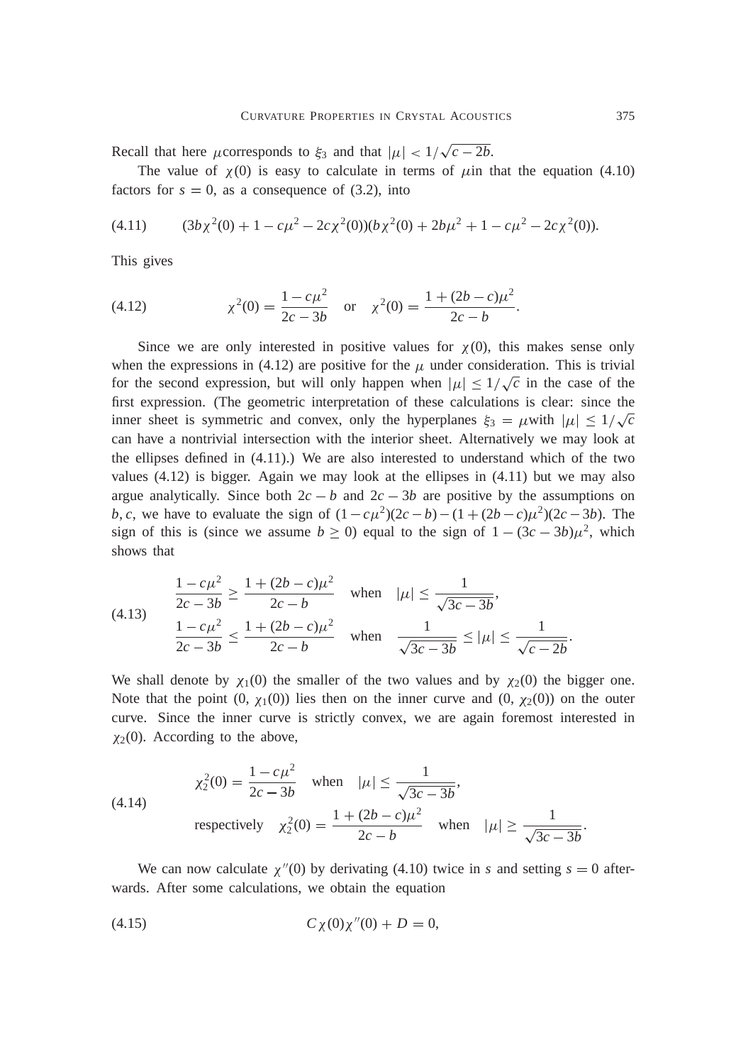Recall that here $\mu$ corresponds to $\xi_3$ and that $|\mu| < 1/\sqrt{c-2b}$.

The value of $\chi(0)$ is easy to calculate in terms of $\mu$ in that the equation (4.10) factors for $s = 0$, as a consequence of (3.2), into

$$(3b\chi^2(0) + 1 - c\mu^2 - 2c\chi^2(0))(b\chi^2(0) + 2b\mu^2 + 1 - c\mu^2 - 2c\chi^2(0)). \tag{4.11}$$

This gives

$$\chi^2(0) = \frac{1 - c\mu^2}{2c - 3b} \quad \text{or} \quad \chi^2(0) = \frac{1 + (2b - c)\mu^2}{2c - b}. \tag{4.12}$$

Since we are only interested in positive values for $\chi(0)$, this makes sense only when the expressions in (4.12) are positive for the $\mu$ under consideration. This is trivial for the second expression, but will only happen when $|\mu| \leq 1/\sqrt{c}$ in the case of the first expression. (The geometric interpretation of these calculations is clear: since the inner sheet is symmetric and convex, only the hyperplanes $\xi_3 = \mu$ with $|\mu| \leq 1/\sqrt{c}$ can have a nontrivial intersection with the interior sheet. Alternatively we may look at the ellipses defined in (4.11).) We are also interested to understand which of the two values (4.12) is bigger. Again we may look at the ellipses in (4.11) but we may also argue analytically. Since both $2c - b$ and $2c - 3b$ are positive by the assumptions on $b, c$, we have to evaluate the sign of $(1 - c\mu^2)(2c - b) - (1 + (2b - c)\mu^2)(2c - 3b)$. The sign of this is (since we assume $b \geq 0$) equal to the sign of $1 - (3c - 3b)\mu^2$, which shows that

$$\begin{aligned}
&\frac{1 - c\mu^2}{2c - 3b} \geq \frac{1 + (2b - c)\mu^2}{2c - b} \quad \text{when} \quad |\mu| \leq \frac{1}{\sqrt{3c - 3b}}, \\
&\frac{1 - c\mu^2}{2c - 3b} \leq \frac{1 + (2b - c)\mu^2}{2c - b} \quad \text{when} \quad \frac{1}{\sqrt{3c - 3b}} \leq |\mu| \leq \frac{1}{\sqrt{c - 2b}}.
\end{aligned} \tag{4.13}$$

We shall denote by $\chi_1(0)$ the smaller of the two values and by $\chi_2(0)$ the bigger one. Note that the point $(0, \chi_1(0))$ lies then on the inner curve and $(0, \chi_2(0))$ on the outer curve. Since the inner curve is strictly convex, we are again foremost interested in $\chi_2(0)$. According to the above,

$$\begin{aligned}
&\chi_2^2(0) = \frac{1 - c\mu^2}{2c - 3b} \quad \text{when} \quad |\mu| \leq \frac{1}{\sqrt{3c - 3b}}, \\
&\text{respectively} \quad \chi_2^2(0) = \frac{1 + (2b - c)\mu^2}{2c - b} \quad \text{when} \quad |\mu| \geq \frac{1}{\sqrt{3c - 3b}}.
\end{aligned} \tag{4.14}$$

We can now calculate $\chi''(0)$ by derivating (4.10) twice in $s$ and setting $s = 0$ afterwards. After some calculations, we obtain the equation

$$C\chi(0)\chi''(0) + D = 0, \tag{4.15}$$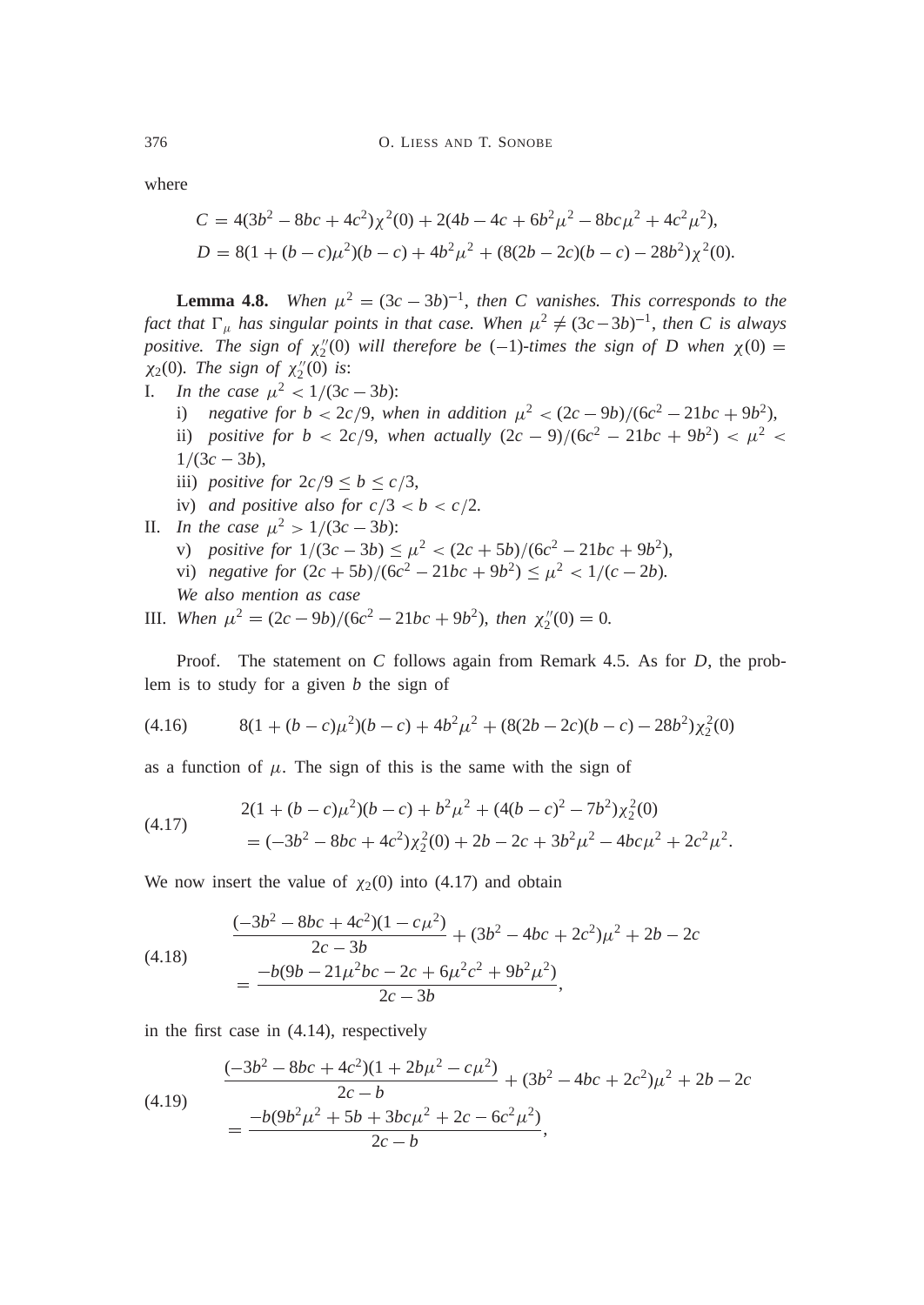where

$$C = 4(3b^2 - 8bc + 4c^2)\chi^2(0) + 2(4b - 4c + 6b^2\mu^2 - 8bc\mu^2 + 4c^2\mu^2),$$
$$D = 8(1 + (b - c)\mu^2)(b - c) + 4b^2\mu^2 + (8(2b - 2c)(b - c) - 28b^2)\chi^2(0).$$

**Lemma 4.8.** *When $\mu^2 = (3c - 3b)^{-1}$, then $C$ vanishes. This corresponds to the fact that $\Gamma_\mu$ has singular points in that case. When $\mu^2 \neq (3c-3b)^{-1}$, then $C$ is always positive. The sign of $\chi_2''(0)$ will therefore be $(-1)$-times the sign of $D$ when $\chi(0) = \chi_2(0)$. The sign of $\chi_2''(0)$ is*:

I. *In the case $\mu^2 < 1/(3c - 3b)$*:
   i) *negative for $b < 2c/9$, when in addition $\mu^2 < (2c - 9b)/(6c^2 - 21bc + 9b^2)$,*
   ii) *positive for $b < 2c/9$, when actually $(2c - 9)/(6c^2 - 21bc + 9b^2) < \mu^2 < 1/(3c - 3b)$,*
   iii) *positive for $2c/9 \leq b \leq c/3$,*
   iv) *and positive also for $c/3 < b < c/2$.*

II. *In the case $\mu^2 > 1/(3c - 3b)$*:
   v) *positive for $1/(3c - 3b) \leq \mu^2 < (2c + 5b)/(6c^2 - 21bc + 9b^2)$,*
   vi) *negative for $(2c + 5b)/(6c^2 - 21bc + 9b^2) \leq \mu^2 < 1/(c - 2b)$.*
   *We also mention as case*

III. *When $\mu^2 = (2c - 9b)/(6c^2 - 21bc + 9b^2)$, then $\chi_2''(0) = 0$.*

Proof. The statement on $C$ follows again from Remark 4.5. As for $D$, the problem is to study for a given $b$ the sign of

$$8(1 + (b - c)\mu^2)(b - c) + 4b^2\mu^2 + (8(2b - 2c)(b - c) - 28b^2)\chi_2^2(0) \tag{4.16}$$

as a function of $\mu$. The sign of this is the same with the sign of

$$\begin{aligned} &2(1 + (b - c)\mu^2)(b - c) + b^2\mu^2 + (4(b - c)^2 - 7b^2)\chi_2^2(0) \\ &= (-3b^2 - 8bc + 4c^2)\chi_2^2(0) + 2b - 2c + 3b^2\mu^2 - 4bc\mu^2 + 2c^2\mu^2. \end{aligned} \tag{4.17}$$

We now insert the value of $\chi_2(0)$ into (4.17) and obtain

$$\begin{aligned} &\frac{(-3b^2 - 8bc + 4c^2)(1 - c\mu^2)}{2c - 3b} + (3b^2 - 4bc + 2c^2)\mu^2 + 2b - 2c \\ &= \frac{-b(9b - 21\mu^2bc - 2c + 6\mu^2c^2 + 9b^2\mu^2)}{2c - 3b}, \end{aligned} \tag{4.18}$$

in the first case in (4.14), respectively

$$\begin{aligned} &\frac{(-3b^2 - 8bc + 4c^2)(1 + 2b\mu^2 - c\mu^2)}{2c - b} + (3b^2 - 4bc + 2c^2)\mu^2 + 2b - 2c \\ &= \frac{-b(9b^2\mu^2 + 5b + 3bc\mu^2 + 2c - 6c^2\mu^2)}{2c - b}, \end{aligned} \tag{4.19}$$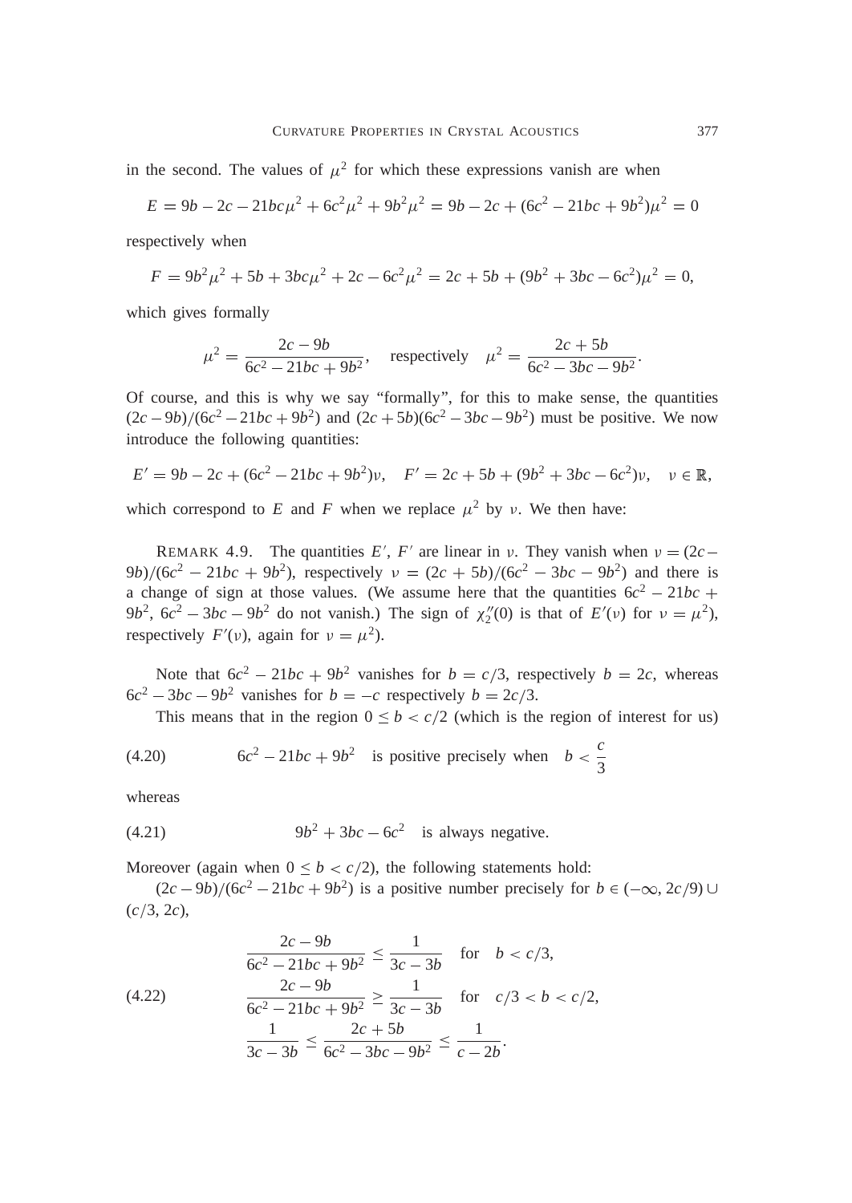in the second. The values of $\mu^2$ for which these expressions vanish are when

$$E = 9b - 2c - 21bc\mu^2 + 6c^2\mu^2 + 9b^2\mu^2 = 9b - 2c + (6c^2 - 21bc + 9b^2)\mu^2 = 0$$

respectively when

$$F = 9b^2\mu^2 + 5b + 3bc\mu^2 + 2c - 6c^2\mu^2 = 2c + 5b + (9b^2 + 3bc - 6c^2)\mu^2 = 0,$$

which gives formally

$$\mu^2 = \frac{2c - 9b}{6c^2 - 21bc + 9b^2}, \quad \text{respectively} \quad \mu^2 = \frac{2c + 5b}{6c^2 - 3bc - 9b^2}.$$

Of course, and this is why we say "formally", for this to make sense, the quantities $(2c - 9b)/(6c^2 - 21bc + 9b^2)$ and $(2c + 5b)(6c^2 - 3bc - 9b^2)$ must be positive. We now introduce the following quantities:

$$E' = 9b - 2c + (6c^2 - 21bc + 9b^2)\nu, \quad F' = 2c + 5b + (9b^2 + 3bc - 6c^2)\nu, \quad \nu \in \mathbb{R},$$

which correspond to $E$ and $F$ when we replace $\mu^2$ by $\nu$. We then have:

REMARK 4.9. The quantities $E'$, $F'$ are linear in $\nu$. They vanish when $\nu = (2c - 9b)/(6c^2 - 21bc + 9b^2)$, respectively $\nu = (2c + 5b)/(6c^2 - 3bc - 9b^2)$ and there is a change of sign at those values. (We assume here that the quantities $6c^2 - 21bc + 9b^2$, $6c^2 - 3bc - 9b^2$ do not vanish.) The sign of $\chi_2''(0)$ is that of $E'(\nu)$ for $\nu = \mu^2$), respectively $F'(\nu)$, again for $\nu = \mu^2$).

Note that $6c^2 - 21bc + 9b^2$ vanishes for $b = c/3$, respectively $b = 2c$, whereas $6c^2 - 3bc - 9b^2$ vanishes for $b = -c$ respectively $b = 2c/3$.

This means that in the region $0 \leq b < c/2$ (which is the region of interest for us)

$$6c^2 - 21bc + 9b^2 \quad \text{is positive precisely when} \quad b < \frac{c}{3} \tag{4.20}$$

whereas

$$9b^2 + 3bc - 6c^2 \quad \text{is always negative.} \tag{4.21}$$

Moreover (again when $0 \leq b < c/2$), the following statements hold:

$(2c - 9b)/(6c^2 - 21bc + 9b^2)$ is a positive number precisely for $b \in (-\infty, 2c/9) \cup (c/3, 2c)$,

$$\begin{aligned}
&\frac{2c - 9b}{6c^2 - 21bc + 9b^2} \leq \frac{1}{3c - 3b} \quad \text{for} \quad b < c/3, \\
&\frac{2c - 9b}{6c^2 - 21bc + 9b^2} \geq \frac{1}{3c - 3b} \quad \text{for} \quad c/3 < b < c/2, \\
&\frac{1}{3c - 3b} \leq \frac{2c + 5b}{6c^2 - 3bc - 9b^2} \leq \frac{1}{c - 2b}.
\end{aligned} \tag{4.22}$$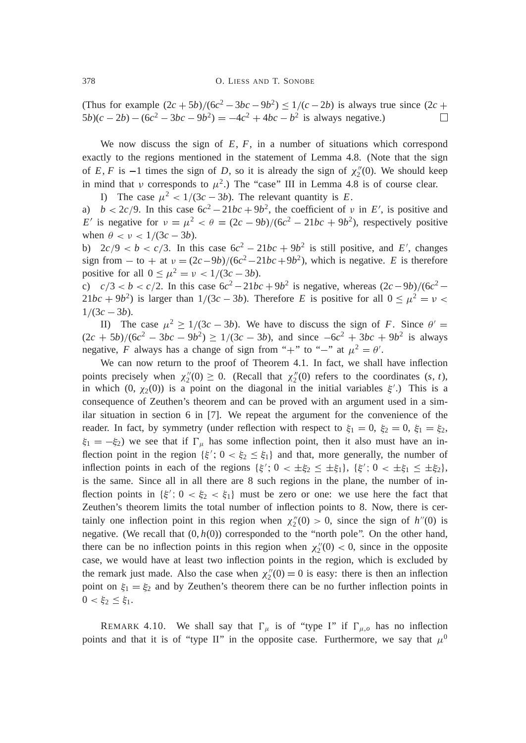(Thus for example $(2c+5b)/(6c^2-3bc-9b^2) \le 1/(c-2b)$ is always true since $(2c+5b)(c-2b)-(6c^2-3bc-9b^2) = -4c^2+4bc-b^2$ is always negative.) $\square$

We now discuss the sign of $E$, $F$, in a number of situations which correspond exactly to the regions mentioned in the statement of Lemma 4.8. (Note that the sign of $E, F$ is $-1$ times the sign of $D$, so it is already the sign of $\chi_2''(0)$. We should keep in mind that $\nu$ corresponds to $\mu^2$.) The "case" III in Lemma 4.8 is of course clear.

I) The case $\mu^2 < 1/(3c-3b)$. The relevant quantity is $E$.

a) $b < 2c/9$. In this case $6c^2-21bc+9b^2$, the coefficient of $\nu$ in $E'$, is positive and $E'$ is negative for $\nu = \mu^2 < \theta = (2c-9b)/(6c^2-21bc+9b^2)$, respectively positive when $\theta < \nu < 1/(3c-3b)$.

b) $2c/9 < b < c/3$. In this case $6c^2-21bc+9b^2$ is still positive, and $E'$, changes sign from $-$ to $+$ at $\nu = (2c-9b)/(6c^2-21bc+9b^2)$, which is negative. $E$ is therefore positive for all $0 \le \mu^2 = \nu < 1/(3c-3b)$.

c) $c/3 < b < c/2$. In this case $6c^2-21bc+9b^2$ is negative, whereas $(2c-9b)/(6c^2-21bc+9b^2)$ is larger than $1/(3c-3b)$. Therefore $E$ is positive for all $0 \le \mu^2 = \nu < 1/(3c-3b)$.

II) The case $\mu^2 \ge 1/(3c-3b)$. We have to discuss the sign of $F$. Since $\theta' = (2c+5b)/(6c^2-3bc-9b^2) \ge 1/(3c-3b)$, and since $-6c^2+3bc+9b^2$ is always negative, $F$ always has a change of sign from "+" to "−" at $\mu^2 = \theta'$.

We can now return to the proof of Theorem 4.1. In fact, we shall have inflection points precisely when $\chi_2''(0) \ge 0$. (Recall that $\chi_2''(0)$ refers to the coordinates $(s, t)$, in which $(0, \chi_2(0))$ is a point on the diagonal in the initial variables $\xi'$.) This is a consequence of Zeuthen's theorem and can be proved with an argument used in a similar situation in section 6 in [7]. We repeat the argument for the convenience of the reader. In fact, by symmetry (under reflection with respect to $\xi_1 = 0$, $\xi_2 = 0$, $\xi_1 = \xi_2$, $\xi_1 = -\xi_2$) we see that if $\Gamma_\mu$ has some inflection point, then it also must have an inflection point in the region $\{\xi';\, 0 < \xi_2 \le \xi_1\}$ and that, more generally, the number of inflection points in each of the regions $\{\xi';\, 0 < \pm\xi_2 \le \pm\xi_1\}$, $\{\xi';\, 0 < \pm\xi_1 \le \pm\xi_2\}$, is the same. Since all in all there are 8 such regions in the plane, the number of inflection points in $\{\xi';\, 0 < \xi_2 < \xi_1\}$ must be zero or one: we use here the fact that Zeuthen's theorem limits the total number of inflection points to 8. Now, there is certainly one inflection point in this region when $\chi_2''(0) > 0$, since the sign of $h''(0)$ is negative. (We recall that $(0, h(0))$ corresponded to the "north pole". On the other hand, there can be no inflection points in this region when $\chi_2''(0) < 0$, since in the opposite case, we would have at least two inflection points in the region, which is excluded by the remark just made. Also the case when $\chi_2''(0) = 0$ is easy: there is then an inflection point on $\xi_1 = \xi_2$ and by Zeuthen's theorem there can be no further inflection points in $0 < \xi_2 \le \xi_1$.

REMARK 4.10. We shall say that $\Gamma_\mu$ is of "type I" if $\Gamma_{\mu,o}$ has no inflection points and that it is of "type II" in the opposite case. Furthermore, we say that $\mu^0$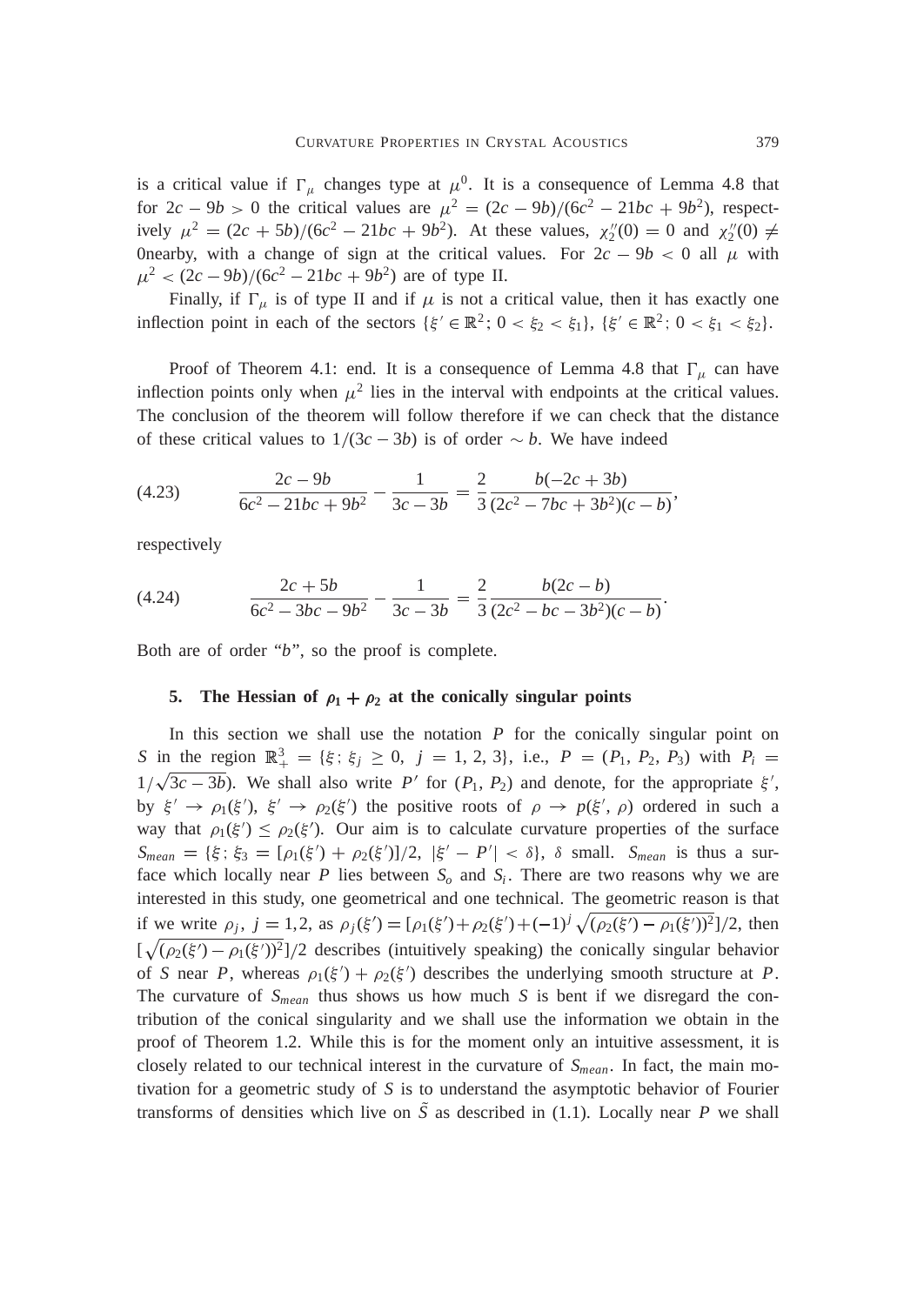is a critical value if $\Gamma_\mu$ changes type at $\mu^0$. It is a consequence of Lemma 4.8 that for $2c - 9b > 0$ the critical values are $\mu^2 = (2c - 9b)/(6c^2 - 21bc + 9b^2)$, respectively $\mu^2 = (2c + 5b)/(6c^2 - 21bc + 9b^2)$. At these values, $\chi_2''(0) = 0$ and $\chi_2''(0) \neq 0$nearby, with a change of sign at the critical values. For $2c - 9b < 0$ all $\mu$ with $\mu^2 < (2c - 9b)/(6c^2 - 21bc + 9b^2)$ are of type II.

Finally, if $\Gamma_\mu$ is of type II and if $\mu$ is not a critical value, then it has exactly one inflection point in each of the sectors $\{\xi' \in \mathbb{R}^2;\, 0 < \xi_2 < \xi_1\}$, $\{\xi' \in \mathbb{R}^2;\, 0 < \xi_1 < \xi_2\}$.

Proof of Theorem 4.1: end. It is a consequence of Lemma 4.8 that $\Gamma_\mu$ can have inflection points only when $\mu^2$ lies in the interval with endpoints at the critical values. The conclusion of the theorem will follow therefore if we can check that the distance of these critical values to $1/(3c - 3b)$ is of order $\sim b$. We have indeed

$$\frac{2c - 9b}{6c^2 - 21bc + 9b^2} - \frac{1}{3c - 3b} = \frac{2}{3}\frac{b(-2c + 3b)}{(2c^2 - 7bc + 3b^2)(c - b)}, \tag{4.23}$$

respectively

$$\frac{2c + 5b}{6c^2 - 3bc - 9b^2} - \frac{1}{3c - 3b} = \frac{2}{3}\frac{b(2c - b)}{(2c^2 - bc - 3b^2)(c - b)}. \tag{4.24}$$

Both are of order "$b$", so the proof is complete.

## 5. The Hessian of $\rho_1 + \rho_2$ at the conically singular points

In this section we shall use the notation $P$ for the conically singular point on $S$ in the region $\mathbb{R}^3_+ = \{\xi;\, \xi_j \geq 0,\ j = 1, 2, 3\}$, i.e., $P = (P_1, P_2, P_3)$ with $P_i = 1/\sqrt{3c - 3b}$). We shall also write $P'$ for $(P_1, P_2)$ and denote, for the appropriate $\xi'$, by $\xi' \to \rho_1(\xi')$, $\xi' \to \rho_2(\xi')$ the positive roots of $\rho \to p(\xi', \rho)$ ordered in such a way that $\rho_1(\xi') \leq \rho_2(\xi')$. Our aim is to calculate curvature properties of the surface $S_{mean} = \{\xi;\, \xi_3 = [\rho_1(\xi') + \rho_2(\xi')]/2,\ |\xi' - P'| < \delta\}$, $\delta$ small. $S_{mean}$ is thus a surface which locally near $P$ lies between $S_o$ and $S_i$. There are two reasons why we are interested in this study, one geometrical and one technical. The geometric reason is that if we write $\rho_j$, $j = 1, 2$, as $\rho_j(\xi') = [\rho_1(\xi') + \rho_2(\xi') + (-1)^j \sqrt{(\rho_2(\xi') - \rho_1(\xi'))^2}]/2$, then $[\sqrt{(\rho_2(\xi') - \rho_1(\xi'))^2}]/2$ describes (intuitively speaking) the conically singular behavior of $S$ near $P$, whereas $\rho_1(\xi') + \rho_2(\xi')$ describes the underlying smooth structure at $P$. The curvature of $S_{mean}$ thus shows us how much $S$ is bent if we disregard the contribution of the conical singularity and we shall use the information we obtain in the proof of Theorem 1.2. While this is for the moment only an intuitive assessment, it is closely related to our technical interest in the curvature of $S_{mean}$. In fact, the main motivation for a geometric study of $S$ is to understand the asymptotic behavior of Fourier transforms of densities which live on $\tilde{S}$ as described in (1.1). Locally near $P$ we shall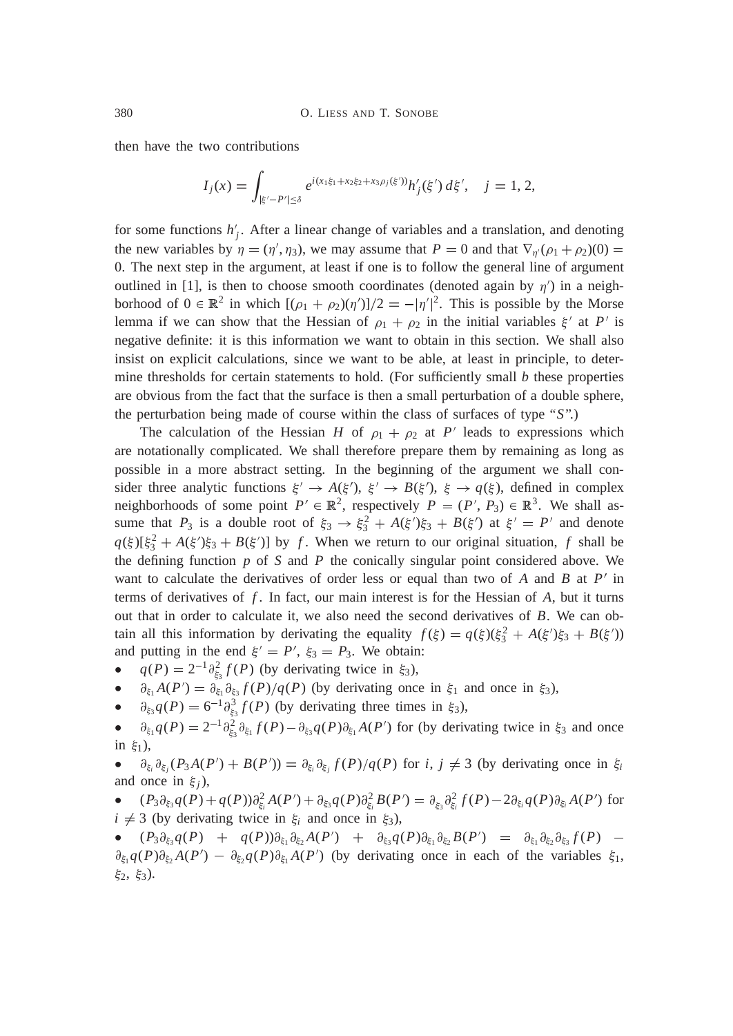then have the two contributions

$$I_j(x) = \int_{|\xi' - P'| \le \delta} e^{i(x_1\xi_1 + x_2\xi_2 + x_3\rho_j(\xi'))} h'_j(\xi')\, d\xi', \quad j = 1, 2,$$

for some functions $h'_j$. After a linear change of variables and a translation, and denoting the new variables by $\eta = (\eta', \eta_3)$, we may assume that $P = 0$ and that $\nabla_{\eta'}(\rho_1 + \rho_2)(0) = 0$. The next step in the argument, at least if one is to follow the general line of argument outlined in [1], is then to choose smooth coordinates (denoted again by $\eta'$) in a neighborhood of $0 \in \mathbb{R}^2$ in which $[(\rho_1 + \rho_2)(\eta')]/2 = -|\eta'|^2$. This is possible by the Morse lemma if we can show that the Hessian of $\rho_1 + \rho_2$ in the initial variables $\xi'$ at $P'$ is negative definite: it is this information we want to obtain in this section. We shall also insist on explicit calculations, since we want to be able, at least in principle, to determine thresholds for certain statements to hold. (For sufficiently small $b$ these properties are obvious from the fact that the surface is then a small perturbation of a double sphere, the perturbation being made of course within the class of surfaces of type "$S$".)

The calculation of the Hessian $H$ of $\rho_1 + \rho_2$ at $P'$ leads to expressions which are notationally complicated. We shall therefore prepare them by remaining as long as possible in a more abstract setting. In the beginning of the argument we shall consider three analytic functions $\xi' \to A(\xi')$, $\xi' \to B(\xi')$, $\xi \to q(\xi)$, defined in complex neighborhoods of some point $P' \in \mathbb{R}^2$, respectively $P = (P', P_3) \in \mathbb{R}^3$. We shall assume that $P_3$ is a double root of $\xi_3 \to \xi_3^2 + A(\xi')\xi_3 + B(\xi')$ at $\xi' = P'$ and denote $q(\xi)[\xi_3^2 + A(\xi')\xi_3 + B(\xi')]$ by $f$. When we return to our original situation, $f$ shall be the defining function $p$ of $S$ and $P$ the conically singular point considered above. We want to calculate the derivatives of order less or equal than two of $A$ and $B$ at $P'$ in terms of derivatives of $f$. In fact, our main interest is for the Hessian of $A$, but it turns out that in order to calculate it, we also need the second derivatives of $B$. We can obtain all this information by derivating the equality $f(\xi) = q(\xi)(\xi_3^2 + A(\xi')\xi_3 + B(\xi'))$ and putting in the end $\xi' = P'$, $\xi_3 = P_3$. We obtain:

- $q(P) = 2^{-1}\partial_{\xi_3}^2 f(P)$ (by derivating twice in $\xi_3$),
- $\partial_{\xi_1} A(P') = \partial_{\xi_1}\partial_{\xi_3} f(P)/q(P)$ (by derivating once in $\xi_1$ and once in $\xi_3$),
- $\partial_{\xi_3} q(P) = 6^{-1}\partial_{\xi_3}^3 f(P)$ (by derivating three times in $\xi_3$),
- $\partial_{\xi_1} q(P) = 2^{-1}\partial_{\xi_3}^2\partial_{\xi_1} f(P) - \partial_{\xi_3} q(P)\partial_{\xi_1} A(P')$ for (by derivating twice in $\xi_3$ and once in $\xi_1$),
- $\partial_{\xi_i}\partial_{\xi_j}(P_3 A(P') + B(P')) = \partial_{\xi_i}\partial_{\xi_j} f(P)/q(P)$ for $i, j \neq 3$ (by derivating once in $\xi_i$ and once in $\xi_j$),
- $(P_3\partial_{\xi_3} q(P) + q(P))\partial_{\xi_i}^2 A(P') + \partial_{\xi_3} q(P)\partial_{\xi_i}^2 B(P') = \partial_{\xi_3}\partial_{\xi_i}^2 f(P) - 2\partial_{\xi_i} q(P)\partial_{\xi_i} A(P')$ for $i \neq 3$ (by derivating twice in $\xi_i$ and once in $\xi_3$),
- $(P_3\partial_{\xi_3} q(P) + q(P))\partial_{\xi_1}\partial_{\xi_2} A(P') + \partial_{\xi_3} q(P)\partial_{\xi_1}\partial_{\xi_2} B(P') = \partial_{\xi_1}\partial_{\xi_2}\partial_{\xi_3} f(P) - \partial_{\xi_1} q(P)\partial_{\xi_2} A(P') - \partial_{\xi_2} q(P)\partial_{\xi_1} A(P')$ (by derivating once in each of the variables $\xi_1$, $\xi_2$, $\xi_3$).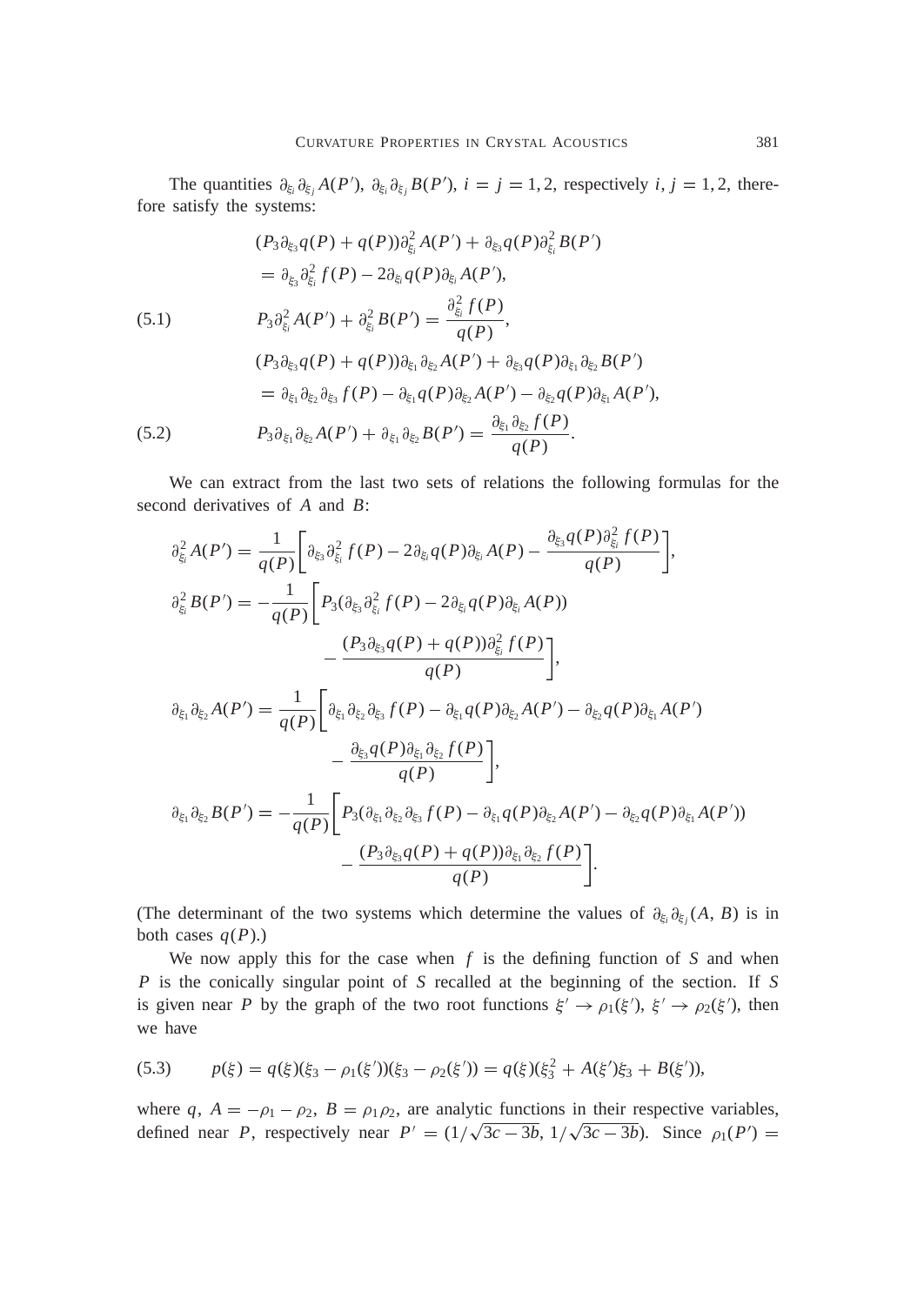The quantities $\partial_{\xi_i}\partial_{\xi_j} A(P')$, $\partial_{\xi_i}\partial_{\xi_j} B(P')$, $i = j = 1, 2$, respectively $i, j = 1, 2$, therefore satisfy the systems:

$$
\begin{aligned}
&(P_3\partial_{\xi_3} q(P) + q(P))\partial_{\xi_i}^2 A(P') + \partial_{\xi_3} q(P)\partial_{\xi_i}^2 B(P') \\
&\quad = \partial_{\xi_3}\partial_{\xi_i}^2 f(P) - 2\partial_{\xi_i} q(P)\partial_{\xi_i} A(P'),
\end{aligned}
$$

$$
P_3\partial_{\xi_i}^2 A(P') + \partial_{\xi_i}^2 B(P') = \frac{\partial_{\xi_i}^2 f(P)}{q(P)}, \tag{5.1}
$$

$$
\begin{aligned}
&(P_3\partial_{\xi_3} q(P) + q(P))\partial_{\xi_1}\partial_{\xi_2} A(P') + \partial_{\xi_3} q(P)\partial_{\xi_1}\partial_{\xi_2} B(P') \\
&\quad = \partial_{\xi_1}\partial_{\xi_2}\partial_{\xi_3} f(P) - \partial_{\xi_1} q(P)\partial_{\xi_2} A(P') - \partial_{\xi_2} q(P)\partial_{\xi_1} A(P'),
\end{aligned}
$$

$$
P_3\partial_{\xi_1}\partial_{\xi_2} A(P') + \partial_{\xi_1}\partial_{\xi_2} B(P') = \frac{\partial_{\xi_1}\partial_{\xi_2} f(P)}{q(P)}. \tag{5.2}
$$

We can extract from the last two sets of relations the following formulas for the second derivatives of $A$ and $B$:

$$
\partial_{\xi_i}^2 A(P') = \frac{1}{q(P)}\left[\partial_{\xi_3}\partial_{\xi_i}^2 f(P) - 2\partial_{\xi_i} q(P)\partial_{\xi_i} A(P) - \frac{\partial_{\xi_3} q(P)\partial_{\xi_i}^2 f(P)}{q(P)}\right],
$$

$$
\begin{aligned}
\partial_{\xi_i}^2 B(P') = -\frac{1}{q(P)}\bigg[&P_3(\partial_{\xi_3}\partial_{\xi_i}^2 f(P) - 2\partial_{\xi_i} q(P)\partial_{\xi_i} A(P)) \\
&- \frac{(P_3\partial_{\xi_3} q(P) + q(P))\partial_{\xi_i}^2 f(P)}{q(P)}\bigg],
\end{aligned}
$$

$$
\begin{aligned}
\partial_{\xi_1}\partial_{\xi_2} A(P') = \frac{1}{q(P)}\bigg[&\partial_{\xi_1}\partial_{\xi_2}\partial_{\xi_3} f(P) - \partial_{\xi_1} q(P)\partial_{\xi_2} A(P') - \partial_{\xi_2} q(P)\partial_{\xi_1} A(P') \\
&- \frac{\partial_{\xi_3} q(P)\partial_{\xi_1}\partial_{\xi_2} f(P)}{q(P)}\bigg],
\end{aligned}
$$

$$
\begin{aligned}
\partial_{\xi_1}\partial_{\xi_2} B(P') = -\frac{1}{q(P)}\bigg[&P_3(\partial_{\xi_1}\partial_{\xi_2}\partial_{\xi_3} f(P) - \partial_{\xi_1} q(P)\partial_{\xi_2} A(P') - \partial_{\xi_2} q(P)\partial_{\xi_1} A(P')) \\
&- \frac{(P_3\partial_{\xi_3} q(P) + q(P))\partial_{\xi_1}\partial_{\xi_2} f(P)}{q(P)}\bigg].
\end{aligned}
$$

(The determinant of the two systems which determine the values of $\partial_{\xi_i}\partial_{\xi_j}(A, B)$ is in both cases $q(P)$.)

We now apply this for the case when $f$ is the defining function of $S$ and when $P$ is the conically singular point of $S$ recalled at the beginning of the section. If $S$ is given near $P$ by the graph of the two root functions $\xi' \to \rho_1(\xi')$, $\xi' \to \rho_2(\xi')$, then we have

$$
p(\xi) = q(\xi)(\xi_3 - \rho_1(\xi'))(\xi_3 - \rho_2(\xi')) = q(\xi)(\xi_3^2 + A(\xi')\xi_3 + B(\xi')), \tag{5.3}
$$

where $q$, $A = -\rho_1 - \rho_2$, $B = \rho_1\rho_2$, are analytic functions in their respective variables, defined near $P$, respectively near $P' = (1/\sqrt{3c - 3b}, 1/\sqrt{3c - 3b})$. Since $\rho_1(P') =$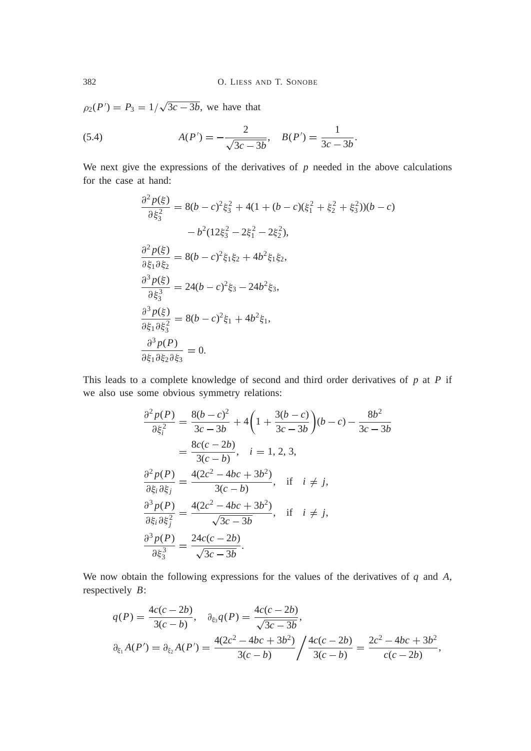$\rho_2(P') = P_3 = 1/\sqrt{3c-3b}$, we have that

$$A(P') = -\frac{2}{\sqrt{3c-3b}}, \quad B(P') = \frac{1}{3c-3b}. \tag{5.4}$$

We next give the expressions of the derivatives of $p$ needed in the above calculations for the case at hand:

$$\begin{aligned}
\frac{\partial^2 p(\xi)}{\partial \xi_3^2} &= 8(b-c)^2\xi_3^2 + 4(1+(b-c)(\xi_1^2+\xi_2^2+\xi_3^2))(b-c) \\
&\quad - b^2(12\xi_3^2 - 2\xi_1^2 - 2\xi_2^2), \\
\frac{\partial^2 p(\xi)}{\partial \xi_1 \partial \xi_2} &= 8(b-c)^2\xi_1\xi_2 + 4b^2\xi_1\xi_2, \\
\frac{\partial^3 p(\xi)}{\partial \xi_3^3} &= 24(b-c)^2\xi_3 - 24b^2\xi_3, \\
\frac{\partial^3 p(\xi)}{\partial \xi_1 \partial \xi_3^2} &= 8(b-c)^2\xi_1 + 4b^2\xi_1, \\
\frac{\partial^3 p(P)}{\partial \xi_1 \partial \xi_2 \partial \xi_3} &= 0.
\end{aligned}$$

This leads to a complete knowledge of second and third order derivatives of $p$ at $P$ if we also use some obvious symmetry relations:

$$\begin{aligned}
\frac{\partial^2 p(P)}{\partial \xi_i^2} &= \frac{8(b-c)^2}{3c-3b} + 4\left(1 + \frac{3(b-c)}{3c-3b}\right)(b-c) - \frac{8b^2}{3c-3b} \\
&= \frac{8c(c-2b)}{3(c-b)}, \quad i = 1, 2, 3, \\
\frac{\partial^2 p(P)}{\partial \xi_i \partial \xi_j} &= \frac{4(2c^2-4bc+3b^2)}{3(c-b)}, \quad \text{if} \quad i \neq j, \\
\frac{\partial^3 p(P)}{\partial \xi_i \partial \xi_j^2} &= \frac{4(2c^2-4bc+3b^2)}{\sqrt{3c-3b}}, \quad \text{if} \quad i \neq j, \\
\frac{\partial^3 p(P)}{\partial \xi_3^3} &= \frac{24c(c-2b)}{\sqrt{3c-3b}}.
\end{aligned}$$

We now obtain the following expressions for the values of the derivatives of $q$ and $A$, respectively $B$:

$$\begin{aligned}
&q(P) = \frac{4c(c-2b)}{3(c-b)}, \quad \partial_{\xi_3} q(P) = \frac{4c(c-2b)}{\sqrt{3c-3b}}, \\
&\partial_{\xi_1} A(P') = \partial_{\xi_2} A(P') = \frac{4(2c^2-4bc+3b^2)}{3(c-b)} \Big/ \frac{4c(c-2b)}{3(c-b)} = \frac{2c^2-4bc+3b^2}{c(c-2b)},
\end{aligned}$$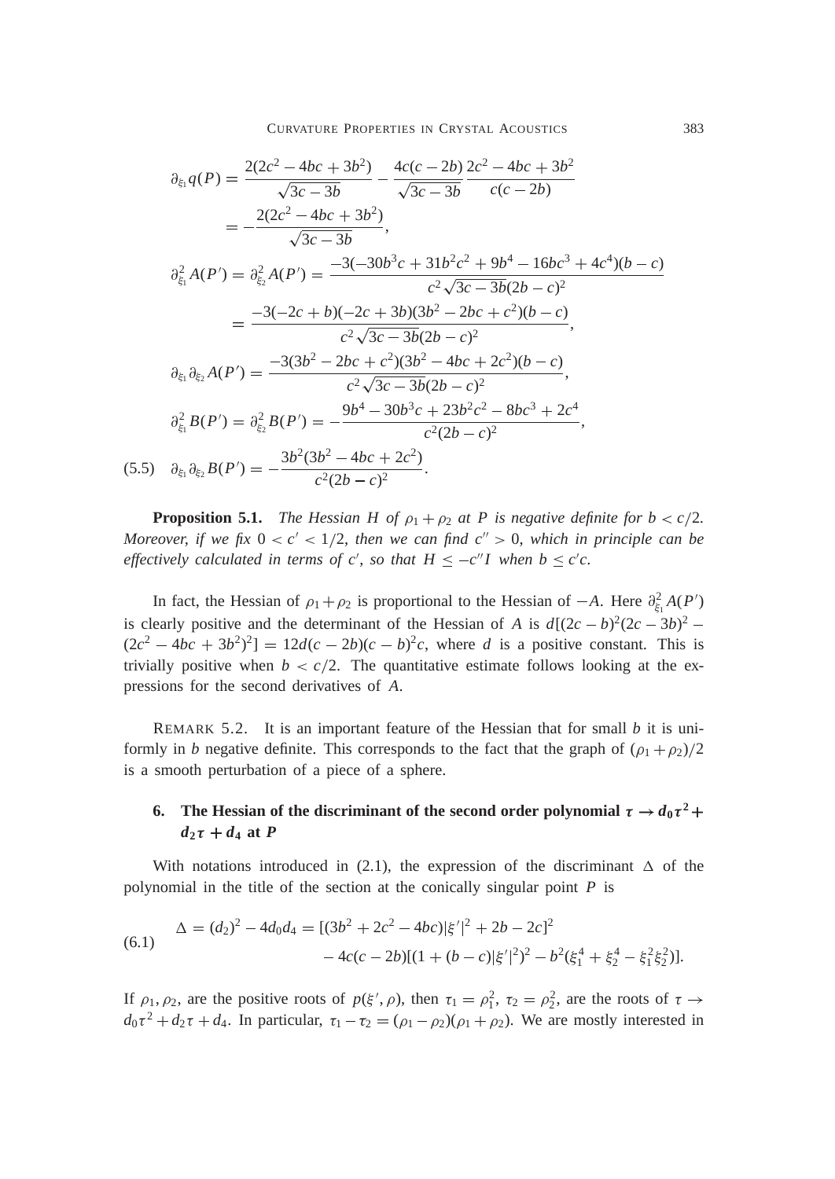$$
\begin{aligned}
\partial_{\xi_1} q(P) &= \frac{2(2c^2-4bc+3b^2)}{\sqrt{3c-3b}} - \frac{4c(c-2b)}{\sqrt{3c-3b}}\frac{2c^2-4bc+3b^2}{c(c-2b)} \\
&= -\frac{2(2c^2-4bc+3b^2)}{\sqrt{3c-3b}}, \\
\partial^2_{\xi_1} A(P') = \partial^2_{\xi_2} A(P') &= \frac{-3(-30b^3c+31b^2c^2+9b^4-16bc^3+4c^4)(b-c)}{c^2\sqrt{3c-3b}(2b-c)^2} \\
&= \frac{-3(-2c+b)(-2c+3b)(3b^2-2bc+c^2)(b-c)}{c^2\sqrt{3c-3b}(2b-c)^2}, \\
\partial_{\xi_1}\partial_{\xi_2} A(P') &= \frac{-3(3b^2-2bc+c^2)(3b^2-4bc+2c^2)(b-c)}{c^2\sqrt{3c-3b}(2b-c)^2}, \\
\partial^2_{\xi_1} B(P') = \partial^2_{\xi_2} B(P') &= -\frac{9b^4-30b^3c+23b^2c^2-8bc^3+2c^4}{c^2(2b-c)^2}, \\
\partial_{\xi_1}\partial_{\xi_2} B(P') &= -\frac{3b^2(3b^2-4bc+2c^2)}{c^2(2b-c)^2}. \qquad (5.5)
\end{aligned}
$$

**Proposition 5.1.** *The Hessian $H$ of $\rho_1+\rho_2$ at $P$ is negative definite for $b<c/2$. Moreover, if we fix $0<c'<1/2$, then we can find $c''>0$, which in principle can be effectively calculated in terms of $c'$, so that $H\le -c''I$ when $b\le c'c$.*

In fact, the Hessian of $\rho_1+\rho_2$ is proportional to the Hessian of $-A$. Here $\partial^2_{\xi_1}A(P')$ is clearly positive and the determinant of the Hessian of $A$ is $d[(2c-b)^2(2c-3b)^2-(2c^2-4bc+3b^2)^2]=12d(c-2b)(c-b)^2c$, where $d$ is a positive constant. This is trivially positive when $b<c/2$. The quantitative estimate follows looking at the expressions for the second derivatives of $A$.

REMARK 5.2. It is an important feature of the Hessian that for small $b$ it is uniformly in $b$ negative definite. This corresponds to the fact that the graph of $(\rho_1+\rho_2)/2$ is a smooth perturbation of a piece of a sphere.

## 6. The Hessian of the discriminant of the second order polynomial $\tau\to d_0\tau^2+d_2\tau+d_4$ at $P$

With notations introduced in (2.1), the expression of the discriminant $\Delta$ of the polynomial in the title of the section at the conically singular point $P$ is

$$
\begin{aligned}
\Delta = (d_2)^2-4d_0d_4 &= [(3b^2+2c^2-4bc)|\xi'|^2+2b-2c]^2 \\
&\quad -4c(c-2b)[(1+(b-c)|\xi'|^2)^2-b^2(\xi_1^4+\xi_2^4-\xi_1^2\xi_2^2)]. \qquad (6.1)
\end{aligned}
$$

If $\rho_1,\rho_2$, are the positive roots of $p(\xi',\rho)$, then $\tau_1=\rho_1^2$, $\tau_2=\rho_2^2$, are the roots of $\tau\to d_0\tau^2+d_2\tau+d_4$. In particular, $\tau_1-\tau_2=(\rho_1-\rho_2)(\rho_1+\rho_2)$. We are mostly interested in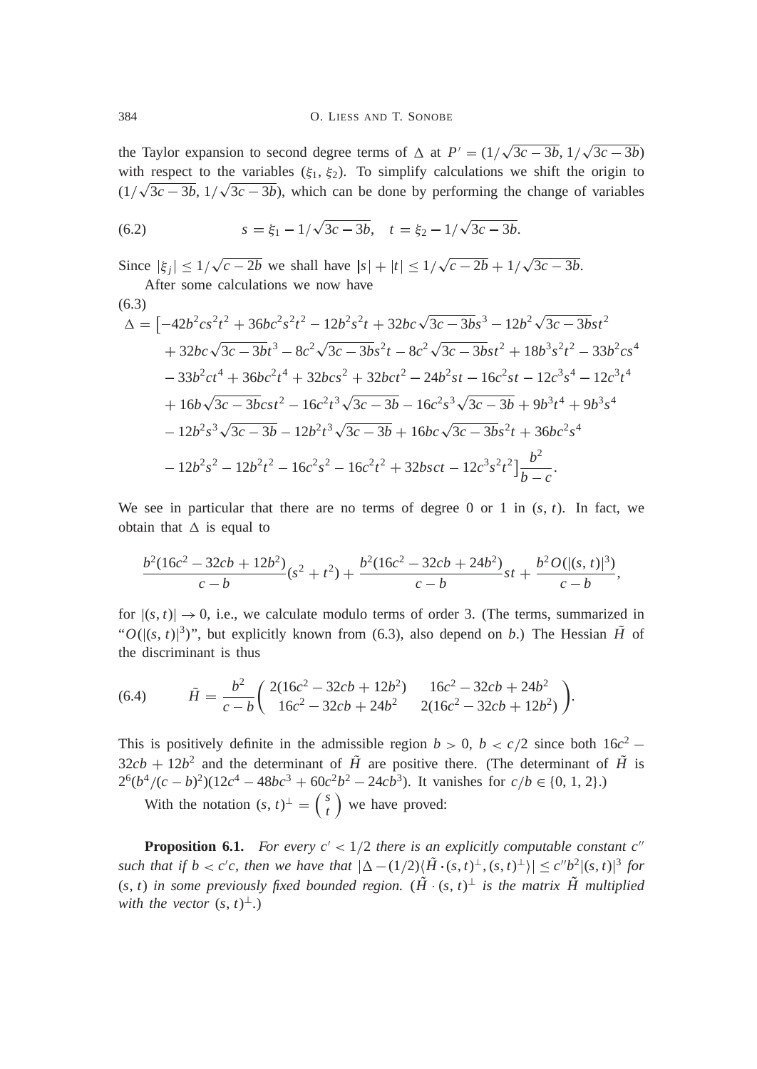the Taylor expansion to second degree terms of $\Delta$ at $P' = (1/\sqrt{3c-3b}, 1/\sqrt{3c-3b})$ with respect to the variables $(\xi_1, \xi_2)$. To simplify calculations we shift the origin to $(1/\sqrt{3c-3b}, 1/\sqrt{3c-3b})$, which can be done by performing the change of variables

$$s = \xi_1 - 1/\sqrt{3c-3b}, \quad t = \xi_2 - 1/\sqrt{3c-3b}. \tag{6.2}$$

Since $|\xi_j| \leq 1/\sqrt{c-2b}$ we shall have $|s| + |t| \leq 1/\sqrt{c-2b} + 1/\sqrt{3c-3b}$.

After some calculations we now have

(6.3)

$$\begin{aligned}
\Delta = \big[&-42b^2cs^2t^2 + 36bc^2s^2t^2 - 12b^2s^2t + 32bc\sqrt{3c-3b}s^3 - 12b^2\sqrt{3c-3b}st^2 \\
&+ 32bc\sqrt{3c-3b}t^3 - 8c^2\sqrt{3c-3b}s^2t - 8c^2\sqrt{3c-3b}st^2 + 18b^3s^2t^2 - 33b^2cs^4 \\
&- 33b^2ct^4 + 36bc^2t^4 + 32bcs^2 + 32bct^2 - 24b^2st - 16c^2st - 12c^3s^4 - 12c^3t^4 \\
&+ 16b\sqrt{3c-3b}cst^2 - 16c^2t^3\sqrt{3c-3b} - 16c^2s^3\sqrt{3c-3b} + 9b^3t^4 + 9b^3s^4 \\
&- 12b^2s^3\sqrt{3c-3b} - 12b^2t^3\sqrt{3c-3b} + 16bc\sqrt{3c-3b}s^2t + 36bc^2s^4 \\
&- 12b^2s^2 - 12b^2t^2 - 16c^2s^2 - 16c^2t^2 + 32bsct - 12c^3s^2t^2\big]\frac{b^2}{b-c}.
\end{aligned}$$

We see in particular that there are no terms of degree 0 or 1 in $(s, t)$. In fact, we obtain that $\Delta$ is equal to

$$\frac{b^2(16c^2 - 32cb + 12b^2)}{c-b}(s^2 + t^2) + \frac{b^2(16c^2 - 32cb + 24b^2)}{c-b}st + \frac{b^2 O(|(s,t)|^3)}{c-b},$$

for $|(s,t)| \to 0$, i.e., we calculate modulo terms of order 3. (The terms, summarized in "$O(|(s,t)|^3)$", but explicitly known from (6.3), also depend on $b$.) The Hessian $\tilde{H}$ of the discriminant is thus

$$\tilde{H} = \frac{b^2}{c-b}\begin{pmatrix} 2(16c^2 - 32cb + 12b^2) & 16c^2 - 32cb + 24b^2 \\ 16c^2 - 32cb + 24b^2 & 2(16c^2 - 32cb + 12b^2) \end{pmatrix}. \tag{6.4}$$

This is positively definite in the admissible region $b > 0$, $b < c/2$ since both $16c^2 - 32cb + 12b^2$ and the determinant of $\tilde{H}$ are positive there. (The determinant of $\tilde{H}$ is $2^6(b^4/(c-b)^2)(12c^4 - 48bc^3 + 60c^2b^2 - 24cb^3)$. It vanishes for $c/b \in \{0, 1, 2\}$.)

With the notation $(s,t)^\perp = \begin{pmatrix} s \\ t \end{pmatrix}$ we have proved:

**Proposition 6.1.** *For every $c' < 1/2$ there is an explicitly computable constant $c''$ such that if $b < c'c$, then we have that $|\Delta - (1/2)\langle \tilde{H} \cdot (s,t)^\perp, (s,t)^\perp \rangle| \leq c'' b^2 |(s,t)|^3$ for $(s,t)$ in some previously fixed bounded region. ($\tilde{H} \cdot (s,t)^\perp$ is the matrix $\tilde{H}$ multiplied with the vector $(s,t)^\perp$.)*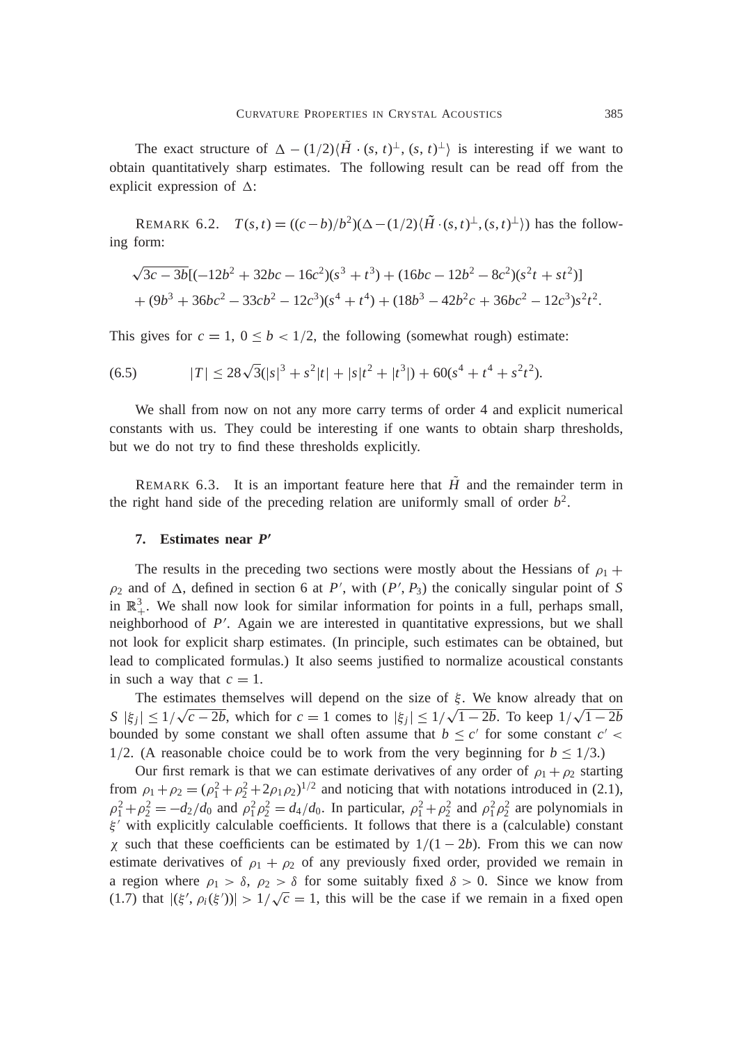The exact structure of $\Delta - (1/2)\langle \tilde{H} \cdot (s,t)^{\perp}, (s,t)^{\perp}\rangle$ is interesting if we want to obtain quantitatively sharp estimates. The following result can be read off from the explicit expression of $\Delta$:

REMARK 6.2. $T(s,t) = ((c-b)/b^2)(\Delta - (1/2)\langle \tilde{H} \cdot (s,t)^{\perp}, (s,t)^{\perp}\rangle)$ has the following form:

$$
\begin{aligned}
&\sqrt{3c-3b}[(-12b^2 + 32bc - 16c^2)(s^3 + t^3) + (16bc - 12b^2 - 8c^2)(s^2 t + st^2)] \\
&+ (9b^3 + 36bc^2 - 33cb^2 - 12c^3)(s^4 + t^4) + (18b^3 - 42b^2 c + 36bc^2 - 12c^3)s^2 t^2.
\end{aligned}
$$

This gives for $c = 1$, $0 \le b < 1/2$, the following (somewhat rough) estimate:

$$
|T| \le 28\sqrt{3}(|s|^3 + s^2|t| + |s|t^2 + |t^3|) + 60(s^4 + t^4 + s^2 t^2). \tag{6.5}
$$

We shall from now on not any more carry terms of order 4 and explicit numerical constants with us. They could be interesting if one wants to obtain sharp thresholds, but we do not try to find these thresholds explicitly.

REMARK 6.3. It is an important feature here that $\tilde{H}$ and the remainder term in the right hand side of the preceding relation are uniformly small of order $b^2$.

## 7. Estimates near $P'$

The results in the preceding two sections were mostly about the Hessians of $\rho_1 + \rho_2$ and of $\Delta$, defined in section 6 at $P'$, with $(P', P_3)$ the conically singular point of $S$ in $\mathbb{R}^3_+$. We shall now look for similar information for points in a full, perhaps small, neighborhood of $P'$. Again we are interested in quantitative expressions, but we shall not look for explicit sharp estimates. (In principle, such estimates can be obtained, but lead to complicated formulas.) It also seems justified to normalize acoustical constants in such a way that $c = 1$.

The estimates themselves will depend on the size of $\xi$. We know already that on $S$ $|\xi_j| \le 1/\sqrt{c - 2b}$, which for $c = 1$ comes to $|\xi_j| \le 1/\sqrt{1 - 2b}$. To keep $1/\sqrt{1-2b}$ bounded by some constant we shall often assume that $b \le c'$ for some constant $c' < 1/2$. (A reasonable choice could be to work from the very beginning for $b \le 1/3$.)

Our first remark is that we can estimate derivatives of any order of $\rho_1 + \rho_2$ starting from $\rho_1 + \rho_2 = (\rho_1^2 + \rho_2^2 + 2\rho_1\rho_2)^{1/2}$ and noticing that with notations introduced in (2.1), $\rho_1^2 + \rho_2^2 = -d_2/d_0$ and $\rho_1^2\rho_2^2 = d_4/d_0$. In particular, $\rho_1^2 + \rho_2^2$ and $\rho_1^2\rho_2^2$ are polynomials in $\xi'$ with explicitly calculable coefficients. It follows that there is a (calculable) constant $\chi$ such that these coefficients can be estimated by $1/(1-2b)$. From this we can now estimate derivatives of $\rho_1 + \rho_2$ of any previously fixed order, provided we remain in a region where $\rho_1 > \delta$, $\rho_2 > \delta$ for some suitably fixed $\delta > 0$. Since we know from (1.7) that $|(\xi', \rho_i(\xi'))| > 1/\sqrt{c} = 1$, this will be the case if we remain in a fixed open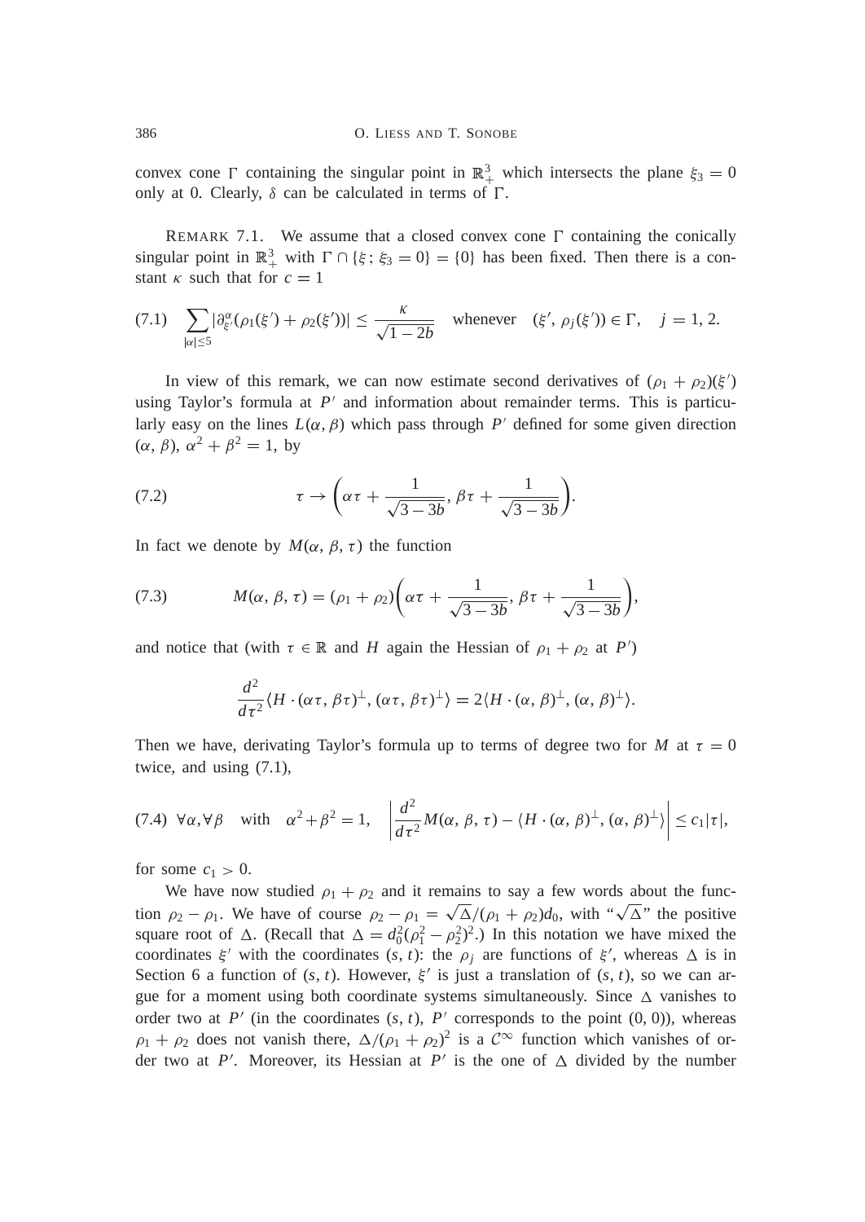convex cone $\Gamma$ containing the singular point in $\mathbb{R}^3_+$ which intersects the plane $\xi_3 = 0$ only at 0. Clearly, $\delta$ can be calculated in terms of $\Gamma$.

REMARK 7.1. We assume that a closed convex cone $\Gamma$ containing the conically singular point in $\mathbb{R}^3_+$ with $\Gamma \cap \{\xi ; \xi_3 = 0\} = \{0\}$ has been fixed. Then there is a constant $\kappa$ such that for $c = 1$

$$(7.1) \quad \sum_{|\alpha| \leq 5} |\partial^\alpha_{\xi'}(\rho_1(\xi') + \rho_2(\xi'))| \leq \frac{\kappa}{\sqrt{1-2b}} \quad \text{whenever} \quad (\xi', \rho_j(\xi')) \in \Gamma, \quad j = 1, 2.$$

In view of this remark, we can now estimate second derivatives of $(\rho_1 + \rho_2)(\xi')$ using Taylor's formula at $P'$ and information about remainder terms. This is particularly easy on the lines $L(\alpha, \beta)$ which pass through $P'$ defined for some given direction $(\alpha, \beta)$, $\alpha^2 + \beta^2 = 1$, by

$$(7.2) \qquad \tau \to \left( \alpha\tau + \frac{1}{\sqrt{3-3b}}, \beta\tau + \frac{1}{\sqrt{3-3b}} \right).$$

In fact we denote by $M(\alpha, \beta, \tau)$ the function

$$(7.3) \qquad M(\alpha, \beta, \tau) = (\rho_1 + \rho_2)\left( \alpha\tau + \frac{1}{\sqrt{3-3b}}, \beta\tau + \frac{1}{\sqrt{3-3b}} \right),$$

and notice that (with $\tau \in \mathbb{R}$ and $H$ again the Hessian of $\rho_1 + \rho_2$ at $P'$)

$$\frac{d^2}{d\tau^2} \langle H \cdot (\alpha\tau, \beta\tau)^\perp, (\alpha\tau, \beta\tau)^\perp \rangle = 2 \langle H \cdot (\alpha, \beta)^\perp, (\alpha, \beta)^\perp \rangle.$$

Then we have, derivating Taylor's formula up to terms of degree two for $M$ at $\tau = 0$ twice, and using (7.1),

$$(7.4) \quad \forall \alpha, \forall \beta \quad \text{with} \quad \alpha^2 + \beta^2 = 1, \quad \left| \frac{d^2}{d\tau^2} M(\alpha, \beta, \tau) - \langle H \cdot (\alpha, \beta)^\perp, (\alpha, \beta)^\perp \rangle \right| \leq c_1 |\tau|,$$

for some $c_1 > 0$.

We have now studied $\rho_1 + \rho_2$ and it remains to say a few words about the function $\rho_2 - \rho_1$. We have of course $\rho_2 - \rho_1 = \sqrt{\Delta}/(\rho_1 + \rho_2)d_0$, with "$\sqrt{\Delta}$" the positive square root of $\Delta$. (Recall that $\Delta = d_0^2(\rho_1^2 - \rho_2^2)^2$.) In this notation we have mixed the coordinates $\xi'$ with the coordinates $(s, t)$: the $\rho_j$ are functions of $\xi'$, whereas $\Delta$ is in Section 6 a function of $(s, t)$. However, $\xi'$ is just a translation of $(s, t)$, so we can argue for a moment using both coordinate systems simultaneously. Since $\Delta$ vanishes to order two at $P'$ (in the coordinates $(s, t)$, $P'$ corresponds to the point $(0, 0)$), whereas $\rho_1 + \rho_2$ does not vanish there, $\Delta/(\rho_1 + \rho_2)^2$ is a $\mathcal{C}^\infty$ function which vanishes of order two at $P'$. Moreover, its Hessian at $P'$ is the one of $\Delta$ divided by the number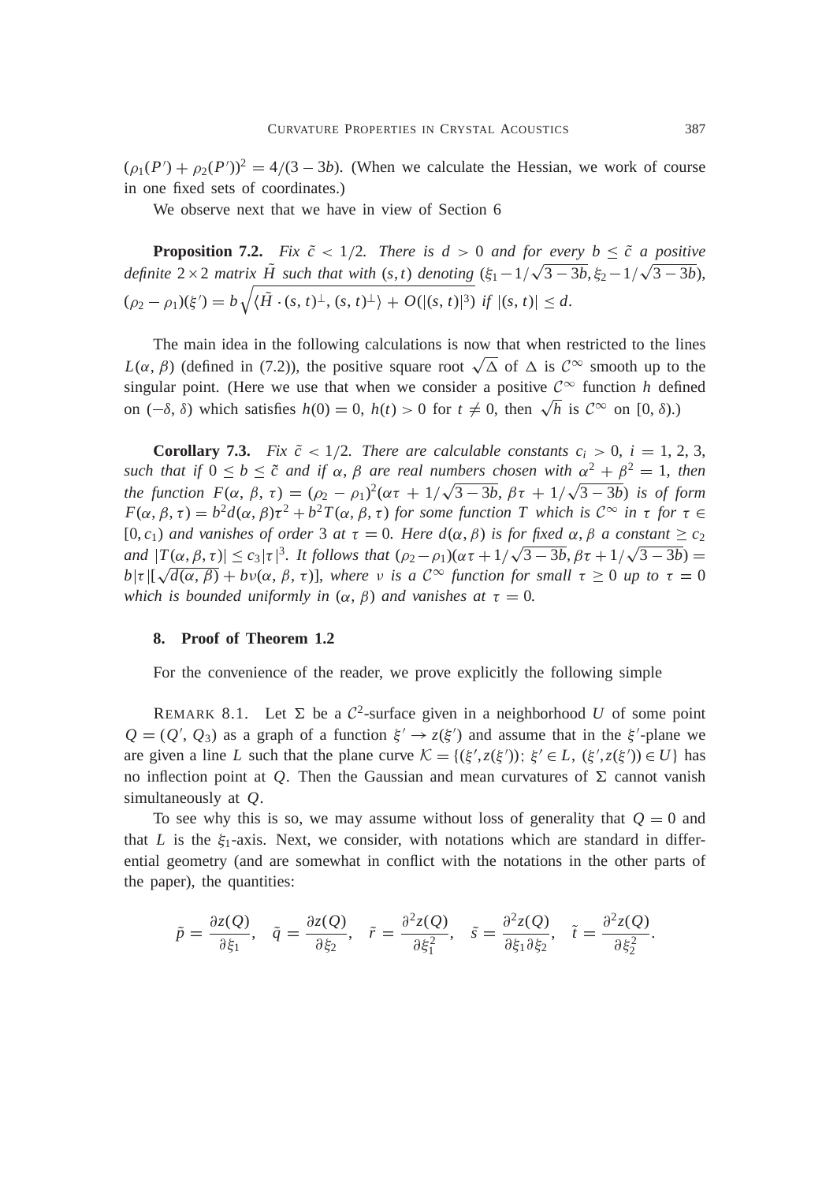$(\rho_1(P') + \rho_2(P'))^2 = 4/(3-3b)$. (When we calculate the Hessian, we work of course in one fixed sets of coordinates.)

We observe next that we have in view of Section 6

**Proposition 7.2.** *Fix $\tilde{c} < 1/2$. There is $d > 0$ and for every $b \le \tilde{c}$ a positive definite $2 \times 2$ matrix $\tilde{H}$ such that with $(s,t)$ denoting $(\xi_1 - 1/\sqrt{3-3b}, \xi_2 - 1/\sqrt{3-3b})$, $(\rho_2 - \rho_1)(\xi') = b\sqrt{\langle \tilde{H} \cdot (s,t)^{\perp}, (s,t)^{\perp} \rangle} + O(|(s,t)|^3)$ if $|(s,t)| \le d$.*

The main idea in the following calculations is now that when restricted to the lines $L(\alpha, \beta)$ (defined in (7.2)), the positive square root $\sqrt{\Delta}$ of $\Delta$ is $\mathcal{C}^\infty$ smooth up to the singular point. (Here we use that when we consider a positive $\mathcal{C}^\infty$ function $h$ defined on $(-\delta, \delta)$ which satisfies $h(0) = 0$, $h(t) > 0$ for $t \ne 0$, then $\sqrt{h}$ is $\mathcal{C}^\infty$ on $[0, \delta)$.)

**Corollary 7.3.** *Fix $\tilde{c} < 1/2$. There are calculable constants $c_i > 0$, $i = 1, 2, 3$, such that if $0 \le b \le \tilde{c}$ and if $\alpha, \beta$ are real numbers chosen with $\alpha^2 + \beta^2 = 1$, then the function $F(\alpha, \beta, \tau) = (\rho_2 - \rho_1)^2(\alpha\tau + 1/\sqrt{3-3b}, \beta\tau + 1/\sqrt{3-3b})$ is of form $F(\alpha, \beta, \tau) = b^2 d(\alpha, \beta)\tau^2 + b^2 T(\alpha, \beta, \tau)$ for some function $T$ which is $\mathcal{C}^\infty$ in $\tau$ for $\tau \in [0, c_1)$ and vanishes of order 3 at $\tau = 0$. Here $d(\alpha, \beta)$ is for fixed $\alpha, \beta$ a constant $\ge c_2$ and $|T(\alpha, \beta, \tau)| \le c_3|\tau|^3$. It follows that $(\rho_2 - \rho_1)(\alpha\tau + 1/\sqrt{3-3b}, \beta\tau + 1/\sqrt{3-3b}) = b|\tau|[\sqrt{d(\alpha, \beta)} + b\nu(\alpha, \beta, \tau)]$, where $\nu$ is a $\mathcal{C}^\infty$ function for small $\tau \ge 0$ up to $\tau = 0$ which is bounded uniformly in $(\alpha, \beta)$ and vanishes at $\tau = 0$.*

## 8. Proof of Theorem 1.2

For the convenience of the reader, we prove explicitly the following simple

REMARK 8.1. Let $\Sigma$ be a $\mathcal{C}^2$-surface given in a neighborhood $U$ of some point $Q = (Q', Q_3)$ as a graph of a function $\xi' \to z(\xi')$ and assume that in the $\xi'$-plane we are given a line $L$ such that the plane curve $\mathcal{K} = \{(\xi', z(\xi'));\ \xi' \in L,\ (\xi', z(\xi')) \in U\}$ has no inflection point at $Q$. Then the Gaussian and mean curvatures of $\Sigma$ cannot vanish simultaneously at $Q$.

To see why this is so, we may assume without loss of generality that $Q = 0$ and that $L$ is the $\xi_1$-axis. Next, we consider, with notations which are standard in differential geometry (and are somewhat in conflict with the notations in the other parts of the paper), the quantities:

$$\tilde{p} = \frac{\partial z(Q)}{\partial \xi_1}, \quad \tilde{q} = \frac{\partial z(Q)}{\partial \xi_2}, \quad \tilde{r} = \frac{\partial^2 z(Q)}{\partial \xi_1^2}, \quad \tilde{s} = \frac{\partial^2 z(Q)}{\partial \xi_1 \partial \xi_2}, \quad \tilde{t} = \frac{\partial^2 z(Q)}{\partial \xi_2^2}.$$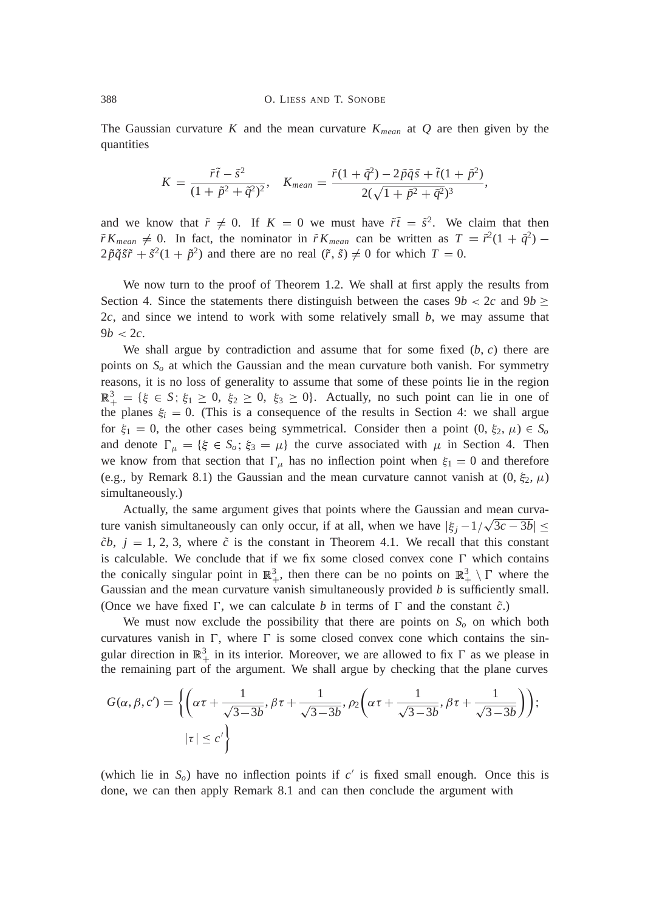The Gaussian curvature $K$ and the mean curvature $K_{mean}$ at $Q$ are then given by the quantities

$$K = \frac{\tilde{r}\tilde{t} - \tilde{s}^2}{(1+\tilde{p}^2+\tilde{q}^2)^2}, \quad K_{mean} = \frac{\tilde{r}(1+\tilde{q}^2) - 2\tilde{p}\tilde{q}\tilde{s} + \tilde{t}(1+\tilde{p}^2)}{2(\sqrt{1+\tilde{p}^2+\tilde{q}^2})^3},$$

and we know that $\tilde{r} \neq 0$. If $K = 0$ we must have $\tilde{r}\tilde{t} = \tilde{s}^2$. We claim that then $\tilde{r}K_{mean} \neq 0$. In fact, the nominator in $\tilde{r}K_{mean}$ can be written as $T = \tilde{r}^2(1+\tilde{q}^2) - 2\tilde{p}\tilde{q}\tilde{s}\tilde{r} + \tilde{s}^2(1+\tilde{p}^2)$ and there are no real $(\tilde{r}, \tilde{s}) \neq 0$ for which $T = 0$.

We now turn to the proof of Theorem 1.2. We shall at first apply the results from Section 4. Since the statements there distinguish between the cases $9b < 2c$ and $9b \geq 2c$, and since we intend to work with some relatively small $b$, we may assume that $9b < 2c$.

We shall argue by contradiction and assume that for some fixed $(b, c)$ there are points on $S_o$ at which the Gaussian and the mean curvature both vanish. For symmetry reasons, it is no loss of generality to assume that some of these points lie in the region $\mathbb{R}^3_+ = \{\xi \in S; \xi_1 \geq 0,\ \xi_2 \geq 0,\ \xi_3 \geq 0\}$. Actually, no such point can lie in one of the planes $\xi_i = 0$. (This is a consequence of the results in Section 4: we shall argue for $\xi_1 = 0$, the other cases being symmetrical. Consider then a point $(0, \xi_2, \mu) \in S_o$ and denote $\Gamma_\mu = \{\xi \in S_o; \xi_3 = \mu\}$ the curve associated with $\mu$ in Section 4. Then we know from that section that $\Gamma_\mu$ has no inflection point when $\xi_1 = 0$ and therefore (e.g., by Remark 8.1) the Gaussian and the mean curvature cannot vanish at $(0, \xi_2, \mu)$ simultaneously.)

Actually, the same argument gives that points where the Gaussian and mean curvature vanish simultaneously can only occur, if at all, when we have $|\xi_j - 1/\sqrt{3c-3b}| \leq \tilde{c}b$, $j = 1, 2, 3$, where $\tilde{c}$ is the constant in Theorem 4.1. We recall that this constant is calculable. We conclude that if we fix some closed convex cone $\Gamma$ which contains the conically singular point in $\mathbb{R}^3_+$, then there can be no points on $\mathbb{R}^3_+ \setminus \Gamma$ where the Gaussian and the mean curvature vanish simultaneously provided $b$ is sufficiently small. (Once we have fixed $\Gamma$, we can calculate $b$ in terms of $\Gamma$ and the constant $\tilde{c}$.)

We must now exclude the possibility that there are points on $S_o$ on which both curvatures vanish in $\Gamma$, where $\Gamma$ is some closed convex cone which contains the singular direction in $\mathbb{R}^3_+$ in its interior. Moreover, we are allowed to fix $\Gamma$ as we please in the remaining part of the argument. We shall argue by checking that the plane curves

$$G(\alpha, \beta, c') = \left\{ \left( \alpha\tau + \frac{1}{\sqrt{3-3b}}, \beta\tau + \frac{1}{\sqrt{3-3b}}, \rho_2\left( \alpha\tau + \frac{1}{\sqrt{3-3b}}, \beta\tau + \frac{1}{\sqrt{3-3b}} \right) \right); \right.$$
$$\left. |\tau| \leq c' \right\}$$

(which lie in $S_o$) have no inflection points if $c'$ is fixed small enough. Once this is done, we can then apply Remark 8.1 and can then conclude the argument with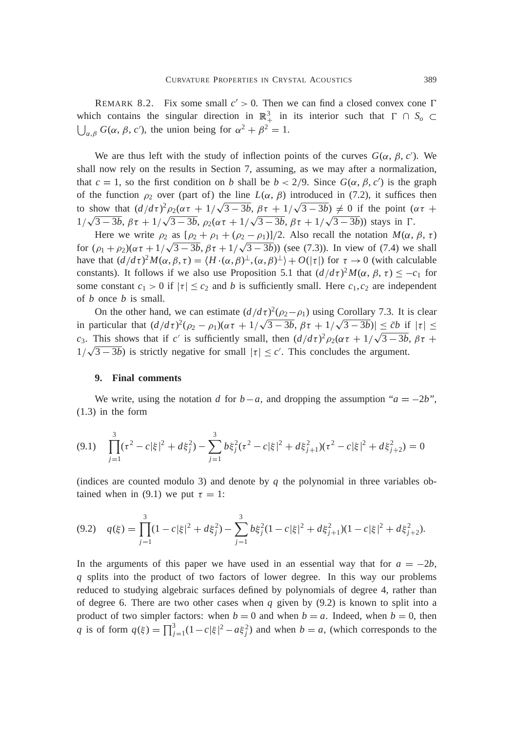REMARK 8.2. Fix some small $c' > 0$. Then we can find a closed convex cone $\Gamma$ which contains the singular direction in $\mathbb{R}^3_+$ in its interior such that $\Gamma \cap S_o \subset \bigcup_{\alpha,\beta} G(\alpha, \beta, c')$, the union being for $\alpha^2 + \beta^2 = 1$.

We are thus left with the study of inflection points of the curves $G(\alpha, \beta, c')$. We shall now rely on the results in Section 7, assuming, as we may after a normalization, that $c = 1$, so the first condition on $b$ shall be $b < 2/9$. Since $G(\alpha, \beta, c')$ is the graph of the function $\rho_2$ over (part of) the line $L(\alpha, \beta)$ introduced in (7.2), it suffices then to show that $(d/d\tau)^2 \rho_2(\alpha\tau + 1/\sqrt{3-3b}, \beta\tau + 1/\sqrt{3-3b}) \neq 0$ if the point $(\alpha\tau + 1/\sqrt{3-3b}, \beta\tau + 1/\sqrt{3-3b}, \rho_2(\alpha\tau + 1/\sqrt{3-3b}, \beta\tau + 1/\sqrt{3-3b}))$ stays in $\Gamma$.

Here we write $\rho_2$ as $[\rho_2 + \rho_1 + (\rho_2 - \rho_1)]/2$. Also recall the notation $M(\alpha, \beta, \tau)$ for $(\rho_1 + \rho_2)(\alpha\tau + 1/\sqrt{3-3b}, \beta\tau + 1/\sqrt{3-3b}))$ (see (7.3)). In view of (7.4) we shall have that $(d/d\tau)^2 M(\alpha, \beta, \tau) = \langle H \cdot (\alpha, \beta)^{\perp}, (\alpha, \beta)^{\perp} \rangle + O(|\tau|)$ for $\tau \to 0$ (with calculable constants). It follows if we also use Proposition 5.1 that $(d/d\tau)^2 M(\alpha, \beta, \tau) \leq -c_1$ for some constant $c_1 > 0$ if $|\tau| \leq c_2$ and $b$ is sufficiently small. Here $c_1, c_2$ are independent of $b$ once $b$ is small.

On the other hand, we can estimate $(d/d\tau)^2(\rho_2 - \rho_1)$ using Corollary 7.3. It is clear in particular that $(d/d\tau)^2(\rho_2 - \rho_1)(\alpha\tau + 1/\sqrt{3-3b}, \beta\tau + 1/\sqrt{3-3b})| \leq \tilde{c} b$ if $|\tau| \leq c_3$. This shows that if $c'$ is sufficiently small, then $(d/d\tau)^2 \rho_2(\alpha\tau + 1/\sqrt{3-3b}, \beta\tau + 1/\sqrt{3-3b})$ is strictly negative for small $|\tau| \leq c'$. This concludes the argument.

## 9. Final comments

We write, using the notation $d$ for $b - a$, and dropping the assumption "$a = -2b$", (1.3) in the form

$$(9.1) \quad \prod_{j=1}^{3} (\tau^2 - c|\xi|^2 + d\xi_j^2) - \sum_{j=1}^{3} b\xi_j^2 (\tau^2 - c|\xi|^2 + d\xi_{j+1}^2)(\tau^2 - c|\xi|^2 + d\xi_{j+2}^2) = 0$$

(indices are counted modulo 3) and denote by $q$ the polynomial in three variables obtained when in (9.1) we put $\tau = 1$:

$$(9.2) \quad q(\xi) = \prod_{j=1}^{3} (1 - c|\xi|^2 + d\xi_j^2) - \sum_{j=1}^{3} b\xi_j^2 (1 - c|\xi|^2 + d\xi_{j+1}^2)(1 - c|\xi|^2 + d\xi_{j+2}^2).$$

In the arguments of this paper we have used in an essential way that for $a = -2b$, $q$ splits into the product of two factors of lower degree. In this way our problems reduced to studying algebraic surfaces defined by polynomials of degree 4, rather than of degree 6. There are two other cases when $q$ given by (9.2) is known to split into a product of two simpler factors: when $b = 0$ and when $b = a$. Indeed, when $b = 0$, then $q$ is of form $q(\xi) = \prod_{j=1}^{3} (1 - c|\xi|^2 - a\xi_j^2)$ and when $b = a$, (which corresponds to the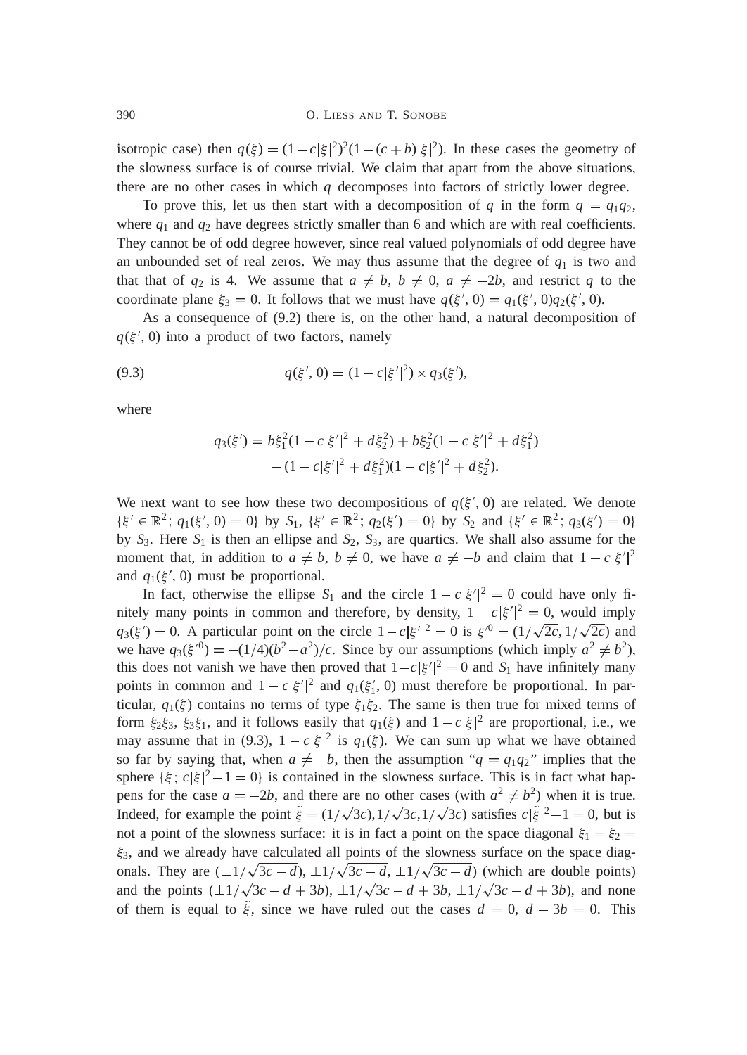isotropic case) then $q(\xi) = (1 - c|\xi|^2)^2(1 - (c + b)|\xi|^2)$. In these cases the geometry of the slowness surface is of course trivial. We claim that apart from the above situations, there are no other cases in which $q$ decomposes into factors of strictly lower degree.

To prove this, let us then start with a decomposition of $q$ in the form $q = q_1 q_2$, where $q_1$ and $q_2$ have degrees strictly smaller than 6 and which are with real coefficients. They cannot be of odd degree however, since real valued polynomials of odd degree have an unbounded set of real zeros. We may thus assume that the degree of $q_1$ is two and that that of $q_2$ is 4. We assume that $a \neq b$, $b \neq 0$, $a \neq -2b$, and restrict $q$ to the coordinate plane $\xi_3 = 0$. It follows that we must have $q(\xi', 0) = q_1(\xi', 0) q_2(\xi', 0)$.

As a consequence of (9.2) there is, on the other hand, a natural decomposition of $q(\xi', 0)$ into a product of two factors, namely

$$q(\xi', 0) = (1 - c|\xi'|^2) \times q_3(\xi'), \tag{9.3}$$

where

$$\begin{aligned} q_3(\xi') = {} & b\xi_1^2(1 - c|\xi'|^2 + d\xi_2^2) + b\xi_2^2(1 - c|\xi'|^2 + d\xi_1^2) \\ & - (1 - c|\xi'|^2 + d\xi_1^2)(1 - c|\xi'|^2 + d\xi_2^2). \end{aligned}$$

We next want to see how these two decompositions of $q(\xi', 0)$ are related. We denote $\{\xi' \in \mathbb{R}^2;\, q_1(\xi', 0) = 0\}$ by $S_1$, $\{\xi' \in \mathbb{R}^2;\, q_2(\xi') = 0\}$ by $S_2$ and $\{\xi' \in \mathbb{R}^2;\, q_3(\xi') = 0\}$ by $S_3$. Here $S_1$ is then an ellipse and $S_2$, $S_3$, are quartics. We shall also assume for the moment that, in addition to $a \neq b$, $b \neq 0$, we have $a \neq -b$ and claim that $1 - c|\xi'|^2$ and $q_1(\xi', 0)$ must be proportional.

In fact, otherwise the ellipse $S_1$ and the circle $1 - c|\xi'|^2 = 0$ could have only finitely many points in common and therefore, by density, $1 - c|\xi'|^2 = 0$, would imply $q_3(\xi') = 0$. A particular point on the circle $1 - c|\xi'|^2 = 0$ is $\xi'^0 = (1/\sqrt{2c}, 1/\sqrt{2c})$ and we have $q_3(\xi'^0) = -(1/4)(b^2 - a^2)/c$. Since by our assumptions (which imply $a^2 \neq b^2$), this does not vanish we have then proved that $1 - c|\xi'|^2 = 0$ and $S_1$ have infinitely many points in common and $1 - c|\xi'|^2$ and $q_1(\xi_1', 0)$ must therefore be proportional. In particular, $q_1(\xi)$ contains no terms of type $\xi_1\xi_2$. The same is then true for mixed terms of form $\xi_2\xi_3$, $\xi_3\xi_1$, and it follows easily that $q_1(\xi)$ and $1 - c|\xi|^2$ are proportional, i.e., we may assume that in (9.3), $1 - c|\xi|^2$ is $q_1(\xi)$. We can sum up what we have obtained so far by saying that, when $a \neq -b$, then the assumption "$q = q_1 q_2$" implies that the sphere $\{\xi;\, c|\xi|^2 - 1 = 0\}$ is contained in the slowness surface. This is in fact what happens for the case $a = -2b$, and there are no other cases (with $a^2 \neq b^2$) when it is true. Indeed, for example the point $\tilde{\xi} = (1/\sqrt{3c}), 1/\sqrt{3c}, 1/\sqrt{3c})$ satisfies $c|\tilde{\xi}|^2 - 1 = 0$, but is not a point of the slowness surface: it is in fact a point on the space diagonal $\xi_1 = \xi_2 = \xi_3$, and we already have calculated all points of the slowness surface on the space diagonals. They are $(\pm 1/\sqrt{3c - d}), \pm 1/\sqrt{3c - d}, \pm 1/\sqrt{3c - d})$ (which are double points) and the points $(\pm 1/\sqrt{3c - d + 3b}), \pm 1/\sqrt{3c - d + 3b}, \pm 1/\sqrt{3c - d + 3b})$, and none of them is equal to $\tilde{\xi}$, since we have ruled out the cases $d = 0$, $d - 3b = 0$. This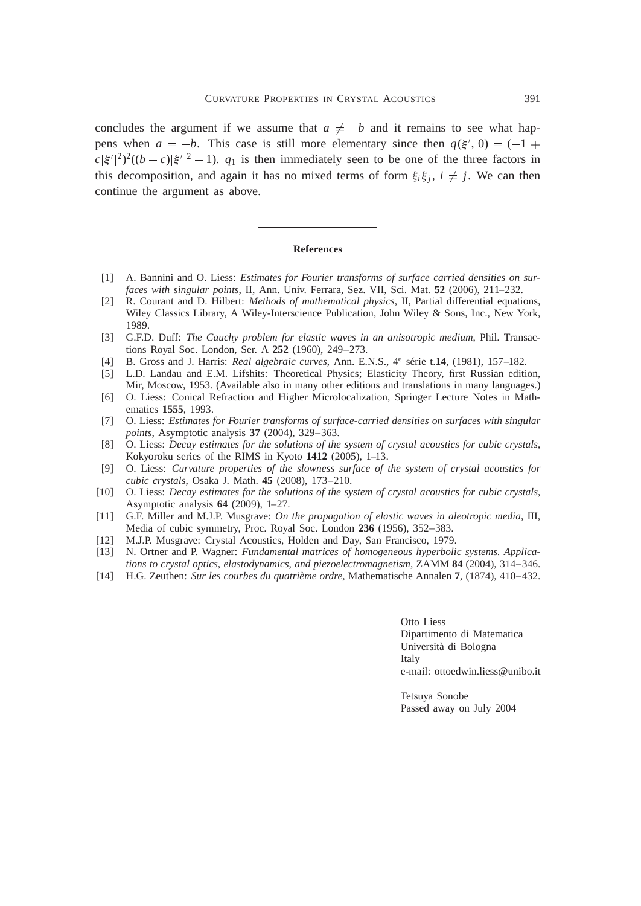concludes the argument if we assume that $a \neq -b$ and it remains to see what happens when $a = -b$. This case is still more elementary since then $q(\xi', 0) = (-1 + c|\xi'|^2)^2((b-c)|\xi'|^2 - 1)$. $q_1$ is then immediately seen to be one of the three factors in this decomposition, and again it has no mixed terms of form $\xi_i \xi_j$, $i \neq j$. We can then continue the argument as above.

---

## References

[1] A. Bannini and O. Liess: *Estimates for Fourier transforms of surface carried densities on surfaces with singular points*, II, Ann. Univ. Ferrara, Sez. VII, Sci. Mat. **52** (2006), 211–232.

[2] R. Courant and D. Hilbert: *Methods of mathematical physics*, II, Partial differential equations, Wiley Classics Library, A Wiley-Interscience Publication, John Wiley & Sons, Inc., New York, 1989.

[3] G.F.D. Duff: *The Cauchy problem for elastic waves in an anisotropic medium*, Phil. Transactions Royal Soc. London, Ser. A **252** (1960), 249–273.

[4] B. Gross and J. Harris: *Real algebraic curves*, Ann. E.N.S., 4e série t.**14**, (1981), 157–182.

[5] L.D. Landau and E.M. Lifshits: Theoretical Physics; Elasticity Theory, first Russian edition, Mir, Moscow, 1953. (Available also in many other editions and translations in many languages.)

[6] O. Liess: Conical Refraction and Higher Microlocalization, Springer Lecture Notes in Mathematics **1555**, 1993.

[7] O. Liess: *Estimates for Fourier transforms of surface-carried densities on surfaces with singular points*, Asymptotic analysis **37** (2004), 329–363.

[8] O. Liess: *Decay estimates for the solutions of the system of crystal acoustics for cubic crystals*, Kokyoroku series of the RIMS in Kyoto **1412** (2005), 1–13.

[9] O. Liess: *Curvature properties of the slowness surface of the system of crystal acoustics for cubic crystals*, Osaka J. Math. **45** (2008), 173–210.

[10] O. Liess: *Decay estimates for the solutions of the system of crystal acoustics for cubic crystals*, Asymptotic analysis **64** (2009), 1–27.

[11] G.F. Miller and M.J.P. Musgrave: *On the propagation of elastic waves in aleotropic media*, III, Media of cubic symmetry, Proc. Royal Soc. London **236** (1956), 352–383.

[12] M.J.P. Musgrave: Crystal Acoustics, Holden and Day, San Francisco, 1979.

[13] N. Ortner and P. Wagner: *Fundamental matrices of homogeneous hyperbolic systems. Applications to crystal optics, elastodynamics, and piezoelectromagnetism*, ZAMM **84** (2004), 314–346.

[14] H.G. Zeuthen: *Sur les courbes du quatrième ordre*, Mathematische Annalen **7**, (1874), 410–432.

Otto Liess
Dipartimento di Matematica
Università di Bologna
Italy
e-mail: ottoedwin.liess@unibo.it

Tetsuya Sonobe
Passed away on July 2004